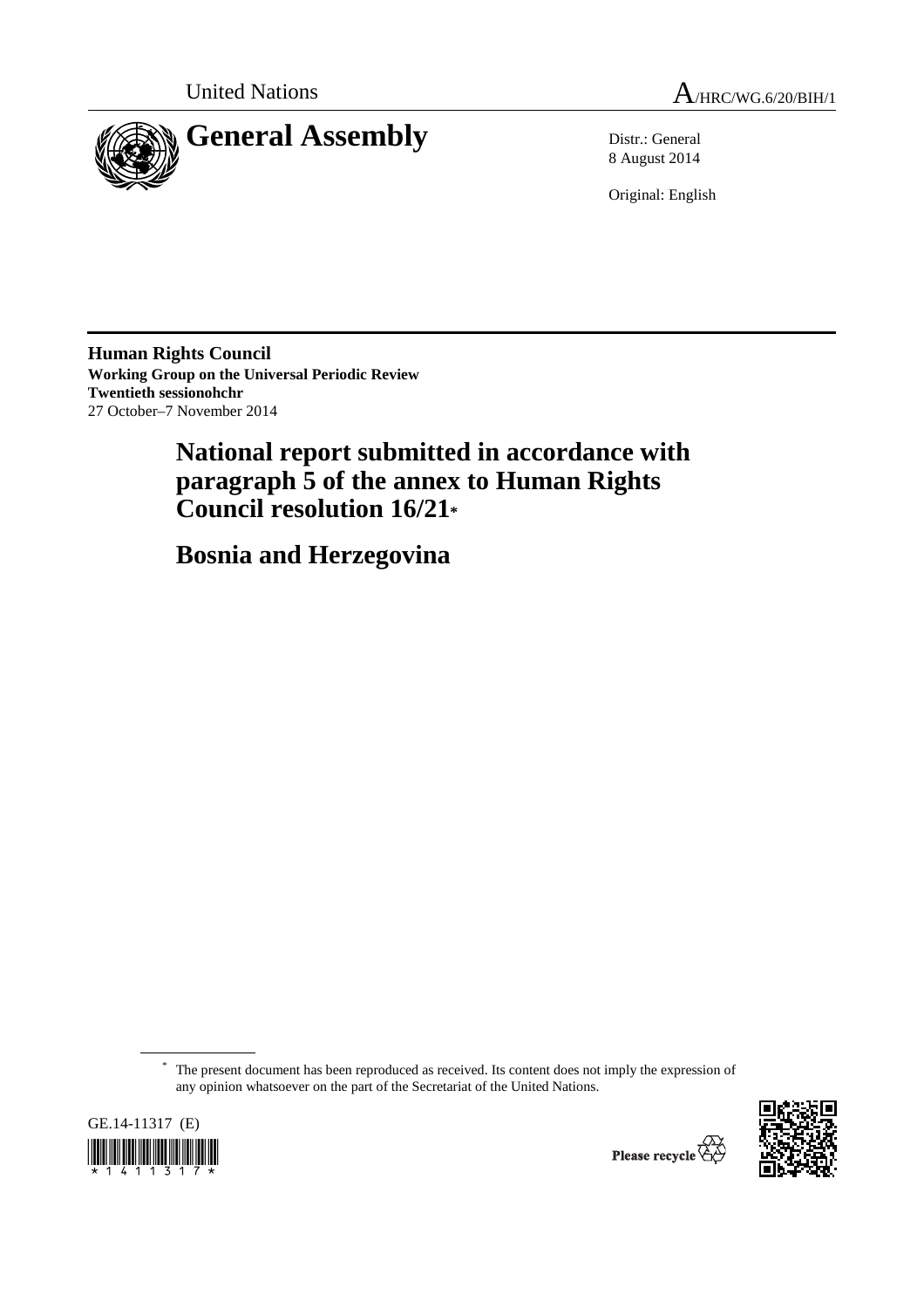United Nations A/HRC/WG.6/20/BIH/1

# General Assembly

Distr.: General
8 August 2014

Original: English

**Human Rights Council**
**Working Group on the Universal Periodic Review**
**Twentieth sessionohchr**
27 October–7 November 2014

# National report submitted in accordance with paragraph 5 of the annex to Human Rights Council resolution 16/21*

# Bosnia and Herzegovina

---

* The present document has been reproduced as received. Its content does not imply the expression of any opinion whatsoever on the part of the Secretariat of the United Nations.

GE.14-11317 (E)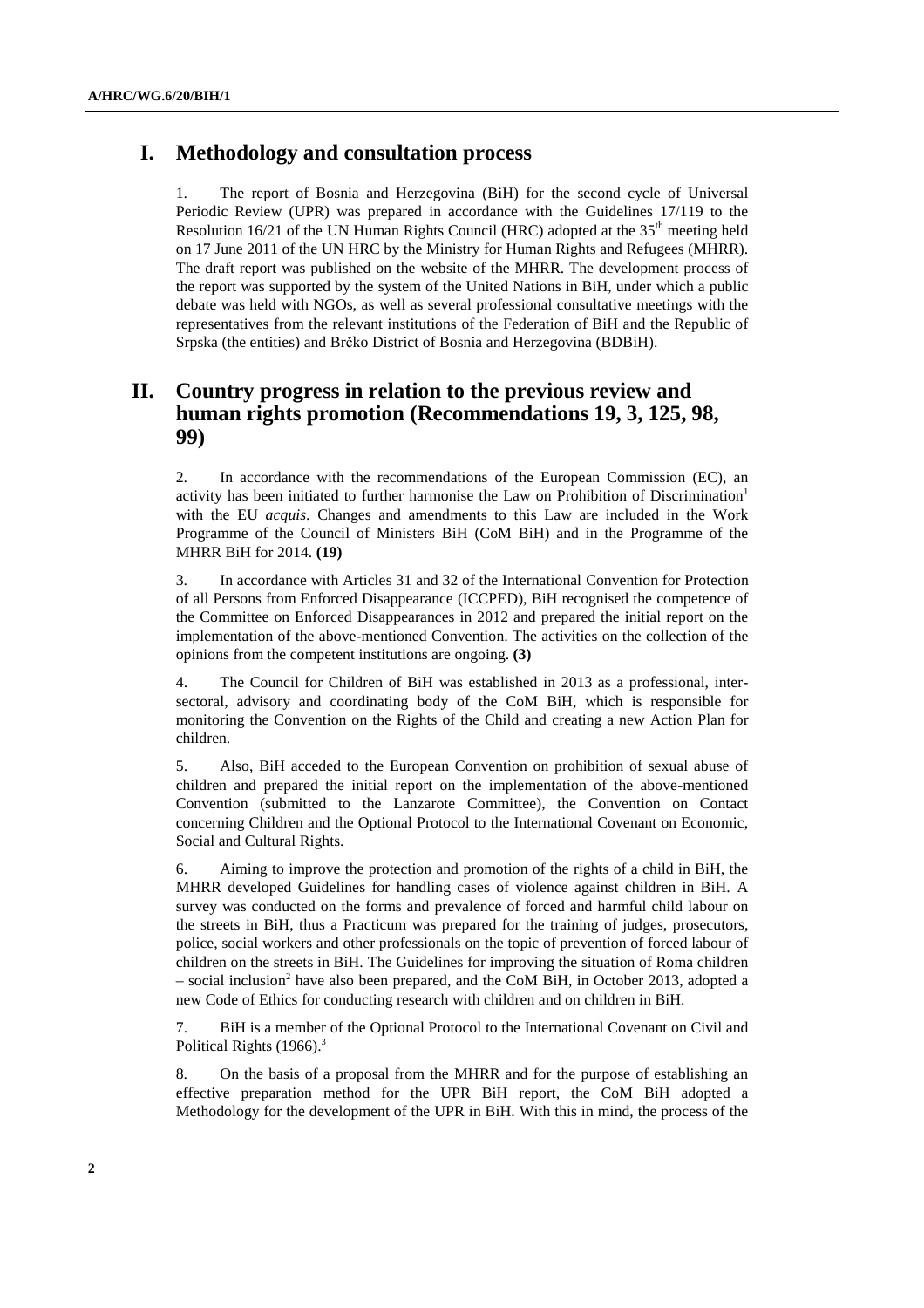## I. Methodology and consultation process

1. The report of Bosnia and Herzegovina (BiH) for the second cycle of Universal Periodic Review (UPR) was prepared in accordance with the Guidelines 17/119 to the Resolution 16/21 of the UN Human Rights Council (HRC) adopted at the 35th meeting held on 17 June 2011 of the UN HRC by the Ministry for Human Rights and Refugees (MHRR). The draft report was published on the website of the MHRR. The development process of the report was supported by the system of the United Nations in BiH, under which a public debate was held with NGOs, as well as several professional consultative meetings with the representatives from the relevant institutions of the Federation of BiH and the Republic of Srpska (the entities) and Brčko District of Bosnia and Herzegovina (BDBiH).

## II. Country progress in relation to the previous review and human rights promotion (Recommendations 19, 3, 125, 98, 99)

2. In accordance with the recommendations of the European Commission (EC), an activity has been initiated to further harmonise the Law on Prohibition of Discrimination[1] with the EU *acquis*. Changes and amendments to this Law are included in the Work Programme of the Council of Ministers BiH (CoM BiH) and in the Programme of the MHRR BiH for 2014. **(19)**

3. In accordance with Articles 31 and 32 of the International Convention for Protection of all Persons from Enforced Disappearance (ICCPED), BiH recognised the competence of the Committee on Enforced Disappearances in 2012 and prepared the initial report on the implementation of the above-mentioned Convention. The activities on the collection of the opinions from the competent institutions are ongoing. **(3)**

4. The Council for Children of BiH was established in 2013 as a professional, inter-sectoral, advisory and coordinating body of the CoM BiH, which is responsible for monitoring the Convention on the Rights of the Child and creating a new Action Plan for children.

5. Also, BiH acceded to the European Convention on prohibition of sexual abuse of children and prepared the initial report on the implementation of the above-mentioned Convention (submitted to the Lanzarote Committee), the Convention on Contact concerning Children and the Optional Protocol to the International Covenant on Economic, Social and Cultural Rights.

6. Aiming to improve the protection and promotion of the rights of a child in BiH, the MHRR developed Guidelines for handling cases of violence against children in BiH. A survey was conducted on the forms and prevalence of forced and harmful child labour on the streets in BiH, thus a Practicum was prepared for the training of judges, prosecutors, police, social workers and other professionals on the topic of prevention of forced labour of children on the streets in BiH. The Guidelines for improving the situation of Roma children – social inclusion[2] have also been prepared, and the CoM BiH, in October 2013, adopted a new Code of Ethics for conducting research with children and on children in BiH.

7. BiH is a member of the Optional Protocol to the International Covenant on Civil and Political Rights (1966).[3]

8. On the basis of a proposal from the MHRR and for the purpose of establishing an effective preparation method for the UPR BiH report, the CoM BiH adopted a Methodology for the development of the UPR in BiH. With this in mind, the process of the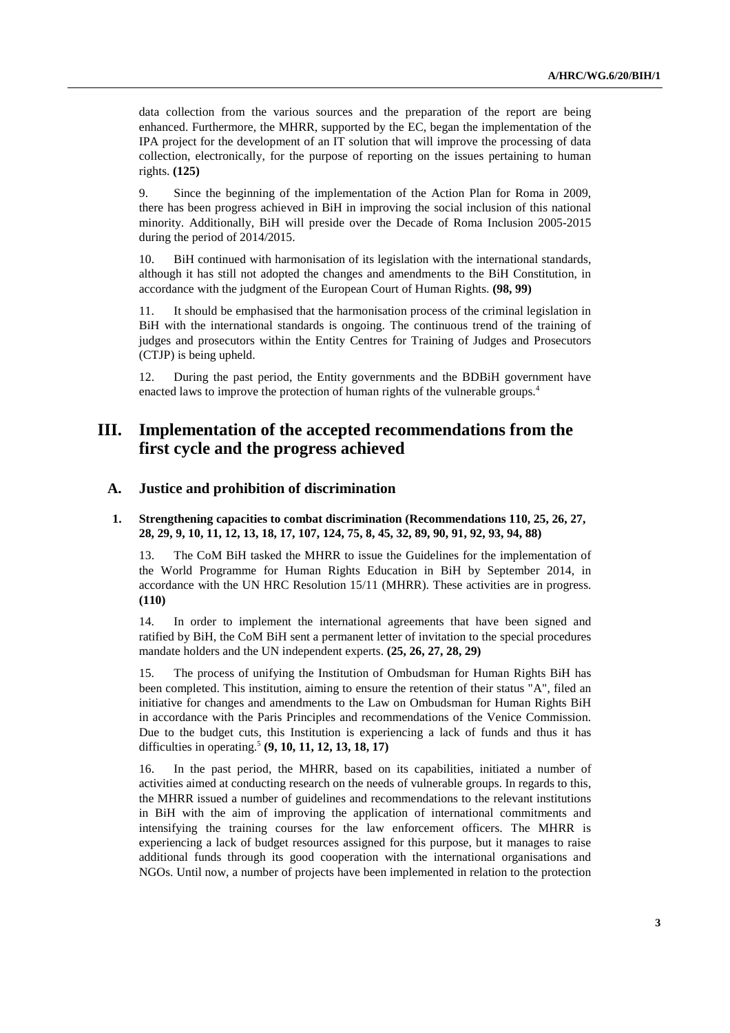data collection from the various sources and the preparation of the report are being enhanced. Furthermore, the MHRR, supported by the EC, began the implementation of the IPA project for the development of an IT solution that will improve the processing of data collection, electronically, for the purpose of reporting on the issues pertaining to human rights. **(125)**

9. Since the beginning of the implementation of the Action Plan for Roma in 2009, there has been progress achieved in BiH in improving the social inclusion of this national minority. Additionally, BiH will preside over the Decade of Roma Inclusion 2005-2015 during the period of 2014/2015.

10. BiH continued with harmonisation of its legislation with the international standards, although it has still not adopted the changes and amendments to the BiH Constitution, in accordance with the judgment of the European Court of Human Rights. **(98, 99)**

11. It should be emphasised that the harmonisation process of the criminal legislation in BiH with the international standards is ongoing. The continuous trend of the training of judges and prosecutors within the Entity Centres for Training of Judges and Prosecutors (CTJP) is being upheld.

12. During the past period, the Entity governments and the BDBiH government have enacted laws to improve the protection of human rights of the vulnerable groups.[4]

# III. Implementation of the accepted recommendations from the first cycle and the progress achieved

## A. Justice and prohibition of discrimination

### 1. Strengthening capacities to combat discrimination (Recommendations 110, 25, 26, 27, 28, 29, 9, 10, 11, 12, 13, 18, 17, 107, 124, 75, 8, 45, 32, 89, 90, 91, 92, 93, 94, 88)

13. The CoM BiH tasked the MHRR to issue the Guidelines for the implementation of the World Programme for Human Rights Education in BiH by September 2014, in accordance with the UN HRC Resolution 15/11 (MHRR). These activities are in progress. **(110)**

14. In order to implement the international agreements that have been signed and ratified by BiH, the CoM BiH sent a permanent letter of invitation to the special procedures mandate holders and the UN independent experts. **(25, 26, 27, 28, 29)**

15. The process of unifying the Institution of Ombudsman for Human Rights BiH has been completed. This institution, aiming to ensure the retention of their status "A", filed an initiative for changes and amendments to the Law on Ombudsman for Human Rights BiH in accordance with the Paris Principles and recommendations of the Venice Commission. Due to the budget cuts, this Institution is experiencing a lack of funds and thus it has difficulties in operating.[5] **(9, 10, 11, 12, 13, 18, 17)**

16. In the past period, the MHRR, based on its capabilities, initiated a number of activities aimed at conducting research on the needs of vulnerable groups. In regards to this, the MHRR issued a number of guidelines and recommendations to the relevant institutions in BiH with the aim of improving the application of international commitments and intensifying the training courses for the law enforcement officers. The MHRR is experiencing a lack of budget resources assigned for this purpose, but it manages to raise additional funds through its good cooperation with the international organisations and NGOs. Until now, a number of projects have been implemented in relation to the protection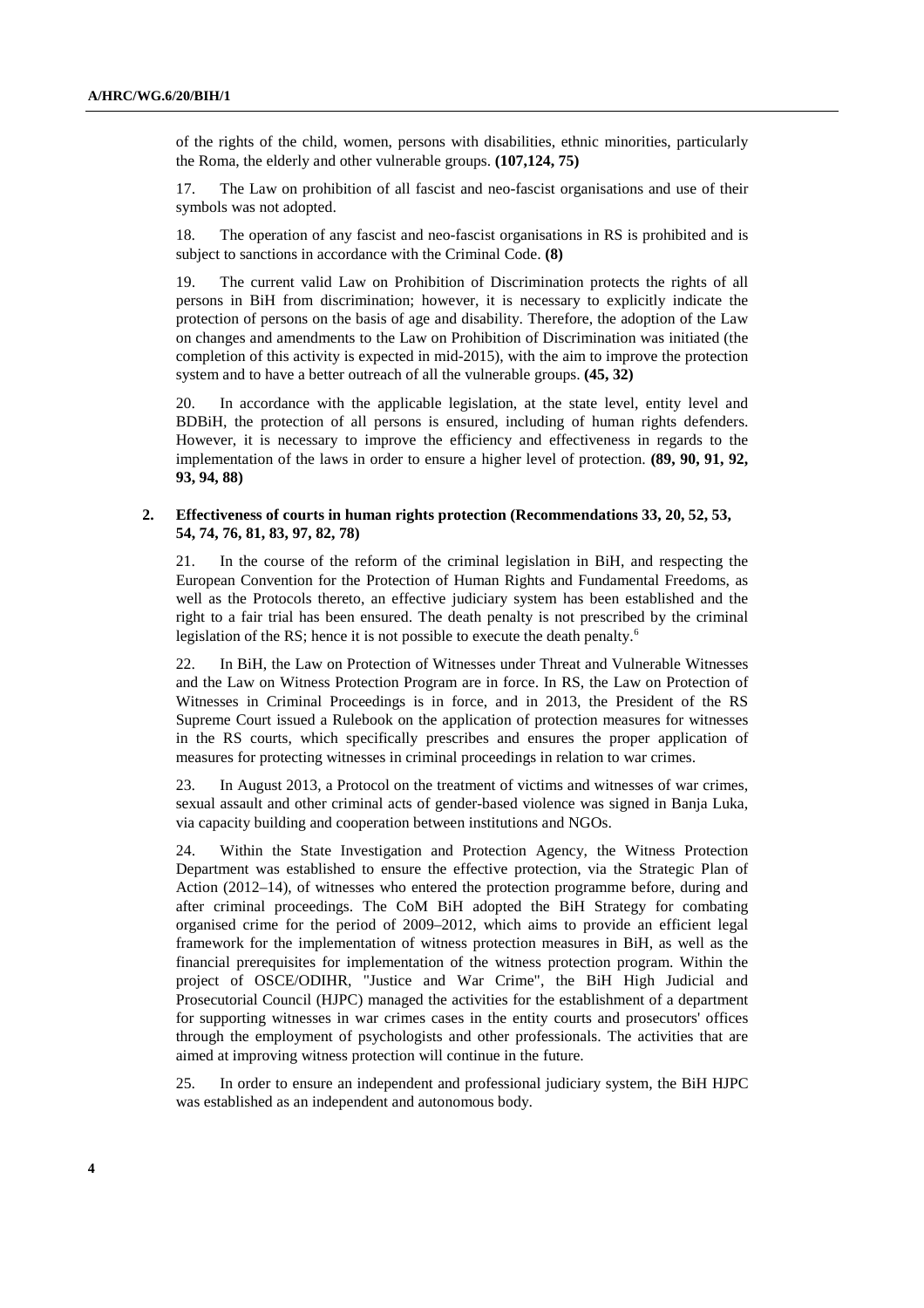of the rights of the child, women, persons with disabilities, ethnic minorities, particularly the Roma, the elderly and other vulnerable groups. **(107,124, 75)**

17. The Law on prohibition of all fascist and neo-fascist organisations and use of their symbols was not adopted.

18. The operation of any fascist and neo-fascist organisations in RS is prohibited and is subject to sanctions in accordance with the Criminal Code. **(8)**

19. The current valid Law on Prohibition of Discrimination protects the rights of all persons in BiH from discrimination; however, it is necessary to explicitly indicate the protection of persons on the basis of age and disability. Therefore, the adoption of the Law on changes and amendments to the Law on Prohibition of Discrimination was initiated (the completion of this activity is expected in mid-2015), with the aim to improve the protection system and to have a better outreach of all the vulnerable groups. **(45, 32)**

20. In accordance with the applicable legislation, at the state level, entity level and BDBiH, the protection of all persons is ensured, including of human rights defenders. However, it is necessary to improve the efficiency and effectiveness in regards to the implementation of the laws in order to ensure a higher level of protection. **(89, 90, 91, 92, 93, 94, 88)**

### 2. Effectiveness of courts in human rights protection (Recommendations 33, 20, 52, 53, 54, 74, 76, 81, 83, 97, 82, 78)

21. In the course of the reform of the criminal legislation in BiH, and respecting the European Convention for the Protection of Human Rights and Fundamental Freedoms, as well as the Protocols thereto, an effective judiciary system has been established and the right to a fair trial has been ensured. The death penalty is not prescribed by the criminal legislation of the RS; hence it is not possible to execute the death penalty.[6]

22. In BiH, the Law on Protection of Witnesses under Threat and Vulnerable Witnesses and the Law on Witness Protection Program are in force. In RS, the Law on Protection of Witnesses in Criminal Proceedings is in force, and in 2013, the President of the RS Supreme Court issued a Rulebook on the application of protection measures for witnesses in the RS courts, which specifically prescribes and ensures the proper application of measures for protecting witnesses in criminal proceedings in relation to war crimes.

23. In August 2013, a Protocol on the treatment of victims and witnesses of war crimes, sexual assault and other criminal acts of gender-based violence was signed in Banja Luka, via capacity building and cooperation between institutions and NGOs.

24. Within the State Investigation and Protection Agency, the Witness Protection Department was established to ensure the effective protection, via the Strategic Plan of Action (2012–14), of witnesses who entered the protection programme before, during and after criminal proceedings. The CoM BiH adopted the BiH Strategy for combating organised crime for the period of 2009–2012, which aims to provide an efficient legal framework for the implementation of witness protection measures in BiH, as well as the financial prerequisites for implementation of the witness protection program. Within the project of OSCE/ODIHR, "Justice and War Crime", the BiH High Judicial and Prosecutorial Council (HJPC) managed the activities for the establishment of a department for supporting witnesses in war crimes cases in the entity courts and prosecutors' offices through the employment of psychologists and other professionals. The activities that are aimed at improving witness protection will continue in the future.

25. In order to ensure an independent and professional judiciary system, the BiH HJPC was established as an independent and autonomous body.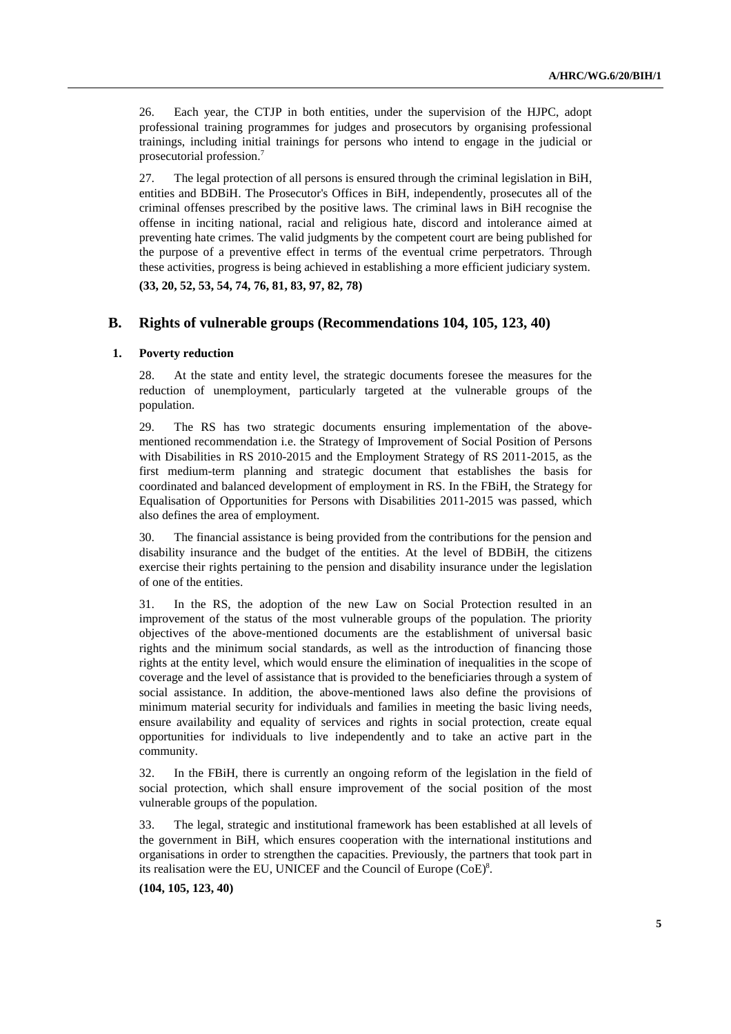26. Each year, the CTJP in both entities, under the supervision of the HJPC, adopt professional training programmes for judges and prosecutors by organising professional trainings, including initial trainings for persons who intend to engage in the judicial or prosecutorial profession.[7]

27. The legal protection of all persons is ensured through the criminal legislation in BiH, entities and BDBiH. The Prosecutor's Offices in BiH, independently, prosecutes all of the criminal offenses prescribed by the positive laws. The criminal laws in BiH recognise the offense in inciting national, racial and religious hate, discord and intolerance aimed at preventing hate crimes. The valid judgments by the competent court are being published for the purpose of a preventive effect in terms of the eventual crime perpetrators. Through these activities, progress is being achieved in establishing a more efficient judiciary system.

**(33, 20, 52, 53, 54, 74, 76, 81, 83, 97, 82, 78)**

## B. Rights of vulnerable groups (Recommendations 104, 105, 123, 40)

### 1. Poverty reduction

28. At the state and entity level, the strategic documents foresee the measures for the reduction of unemployment, particularly targeted at the vulnerable groups of the population.

29. The RS has two strategic documents ensuring implementation of the above-mentioned recommendation i.e. the Strategy of Improvement of Social Position of Persons with Disabilities in RS 2010-2015 and the Employment Strategy of RS 2011-2015, as the first medium-term planning and strategic document that establishes the basis for coordinated and balanced development of employment in RS. In the FBiH, the Strategy for Equalisation of Opportunities for Persons with Disabilities 2011-2015 was passed, which also defines the area of employment.

30. The financial assistance is being provided from the contributions for the pension and disability insurance and the budget of the entities. At the level of BDBiH, the citizens exercise their rights pertaining to the pension and disability insurance under the legislation of one of the entities.

31. In the RS, the adoption of the new Law on Social Protection resulted in an improvement of the status of the most vulnerable groups of the population. The priority objectives of the above-mentioned documents are the establishment of universal basic rights and the minimum social standards, as well as the introduction of financing those rights at the entity level, which would ensure the elimination of inequalities in the scope of coverage and the level of assistance that is provided to the beneficiaries through a system of social assistance. In addition, the above-mentioned laws also define the provisions of minimum material security for individuals and families in meeting the basic living needs, ensure availability and equality of services and rights in social protection, create equal opportunities for individuals to live independently and to take an active part in the community.

32. In the FBiH, there is currently an ongoing reform of the legislation in the field of social protection, which shall ensure improvement of the social position of the most vulnerable groups of the population.

33. The legal, strategic and institutional framework has been established at all levels of the government in BiH, which ensures cooperation with the international institutions and organisations in order to strengthen the capacities. Previously, the partners that took part in its realisation were the EU, UNICEF and the Council of Europe (CoE)[8].

**(104, 105, 123, 40)**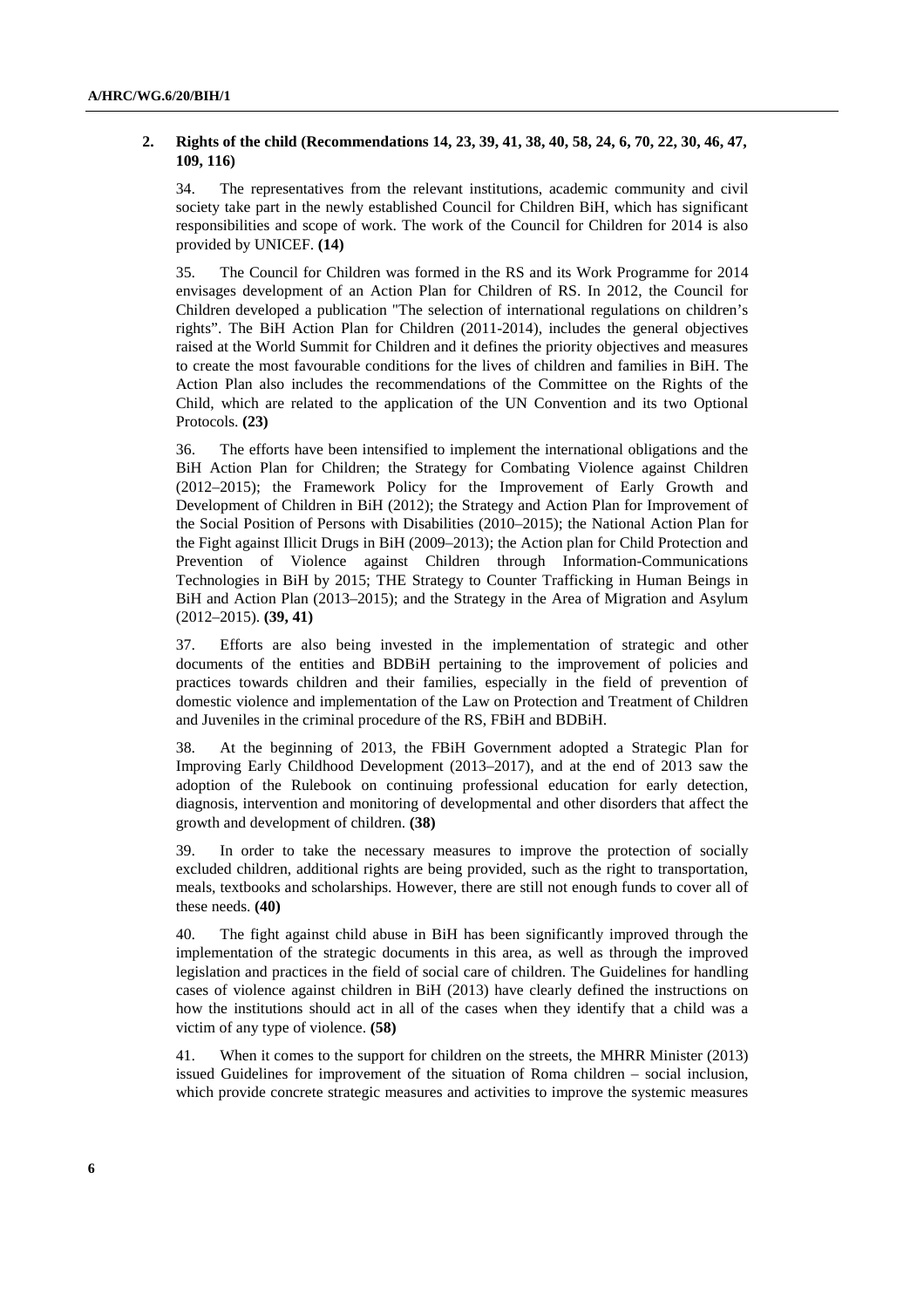## 2. Rights of the child (Recommendations 14, 23, 39, 41, 38, 40, 58, 24, 6, 70, 22, 30, 46, 47, 109, 116)

34. The representatives from the relevant institutions, academic community and civil society take part in the newly established Council for Children BiH, which has significant responsibilities and scope of work. The work of the Council for Children for 2014 is also provided by UNICEF. **(14)**

35. The Council for Children was formed in the RS and its Work Programme for 2014 envisages development of an Action Plan for Children of RS. In 2012, the Council for Children developed a publication "The selection of international regulations on children's rights". The BiH Action Plan for Children (2011-2014), includes the general objectives raised at the World Summit for Children and it defines the priority objectives and measures to create the most favourable conditions for the lives of children and families in BiH. The Action Plan also includes the recommendations of the Committee on the Rights of the Child, which are related to the application of the UN Convention and its two Optional Protocols. **(23)**

36. The efforts have been intensified to implement the international obligations and the BiH Action Plan for Children; the Strategy for Combating Violence against Children (2012–2015); the Framework Policy for the Improvement of Early Growth and Development of Children in BiH (2012); the Strategy and Action Plan for Improvement of the Social Position of Persons with Disabilities (2010–2015); the National Action Plan for the Fight against Illicit Drugs in BiH (2009–2013); the Action plan for Child Protection and Prevention of Violence against Children through Information-Communications Technologies in BiH by 2015; THE Strategy to Counter Trafficking in Human Beings in BiH and Action Plan (2013–2015); and the Strategy in the Area of Migration and Asylum (2012–2015). **(39, 41)**

37. Efforts are also being invested in the implementation of strategic and other documents of the entities and BDBiH pertaining to the improvement of policies and practices towards children and their families, especially in the field of prevention of domestic violence and implementation of the Law on Protection and Treatment of Children and Juveniles in the criminal procedure of the RS, FBiH and BDBiH.

38. At the beginning of 2013, the FBiH Government adopted a Strategic Plan for Improving Early Childhood Development (2013–2017), and at the end of 2013 saw the adoption of the Rulebook on continuing professional education for early detection, diagnosis, intervention and monitoring of developmental and other disorders that affect the growth and development of children. **(38)**

39. In order to take the necessary measures to improve the protection of socially excluded children, additional rights are being provided, such as the right to transportation, meals, textbooks and scholarships. However, there are still not enough funds to cover all of these needs. **(40)**

40. The fight against child abuse in BiH has been significantly improved through the implementation of the strategic documents in this area, as well as through the improved legislation and practices in the field of social care of children. The Guidelines for handling cases of violence against children in BiH (2013) have clearly defined the instructions on how the institutions should act in all of the cases when they identify that a child was a victim of any type of violence. **(58)**

41. When it comes to the support for children on the streets, the MHRR Minister (2013) issued Guidelines for improvement of the situation of Roma children – social inclusion, which provide concrete strategic measures and activities to improve the systemic measures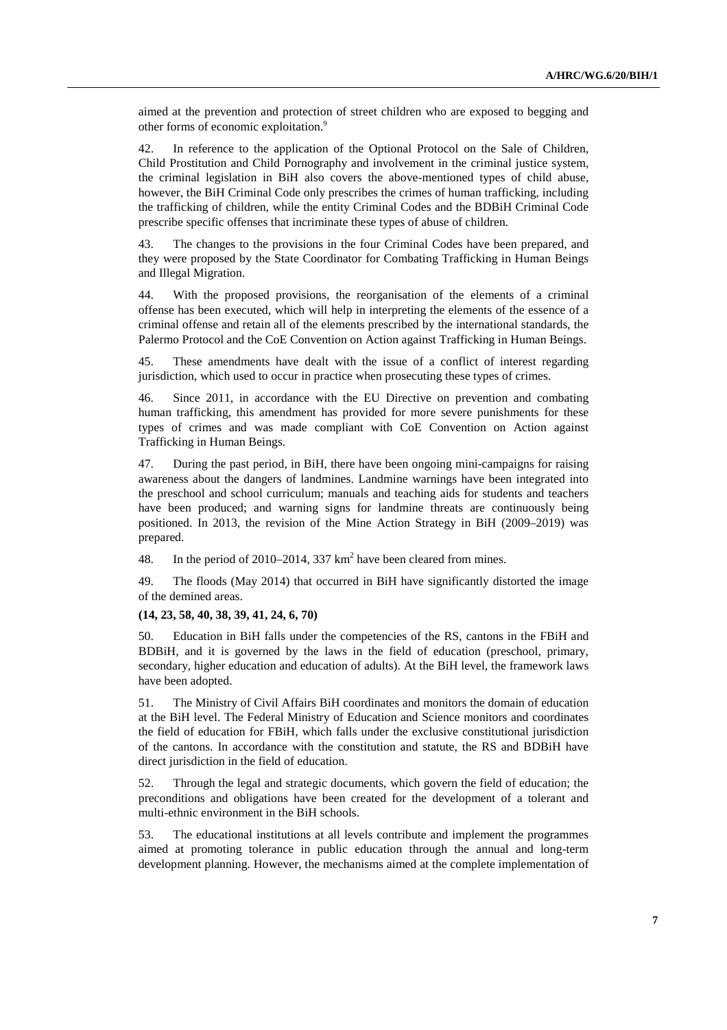aimed at the prevention and protection of street children who are exposed to begging and other forms of economic exploitation.[9]

42. In reference to the application of the Optional Protocol on the Sale of Children, Child Prostitution and Child Pornography and involvement in the criminal justice system, the criminal legislation in BiH also covers the above-mentioned types of child abuse, however, the BiH Criminal Code only prescribes the crimes of human trafficking, including the trafficking of children, while the entity Criminal Codes and the BDBiH Criminal Code prescribe specific offenses that incriminate these types of abuse of children.

43. The changes to the provisions in the four Criminal Codes have been prepared, and they were proposed by the State Coordinator for Combating Trafficking in Human Beings and Illegal Migration.

44. With the proposed provisions, the reorganisation of the elements of a criminal offense has been executed, which will help in interpreting the elements of the essence of a criminal offense and retain all of the elements prescribed by the international standards, the Palermo Protocol and the CoE Convention on Action against Trafficking in Human Beings.

45. These amendments have dealt with the issue of a conflict of interest regarding jurisdiction, which used to occur in practice when prosecuting these types of crimes.

46. Since 2011, in accordance with the EU Directive on prevention and combating human trafficking, this amendment has provided for more severe punishments for these types of crimes and was made compliant with CoE Convention on Action against Trafficking in Human Beings.

47. During the past period, in BiH, there have been ongoing mini-campaigns for raising awareness about the dangers of landmines. Landmine warnings have been integrated into the preschool and school curriculum; manuals and teaching aids for students and teachers have been produced; and warning signs for landmine threats are continuously being positioned. In 2013, the revision of the Mine Action Strategy in BiH (2009–2019) was prepared.

48. In the period of 2010–2014, 337 $km^2$ have been cleared from mines.

49. The floods (May 2014) that occurred in BiH have significantly distorted the image of the demined areas.

**(14, 23, 58, 40, 38, 39, 41, 24, 6, 70)**

50. Education in BiH falls under the competencies of the RS, cantons in the FBiH and BDBiH, and it is governed by the laws in the field of education (preschool, primary, secondary, higher education and education of adults). At the BiH level, the framework laws have been adopted.

51. The Ministry of Civil Affairs BiH coordinates and monitors the domain of education at the BiH level. The Federal Ministry of Education and Science monitors and coordinates the field of education for FBiH, which falls under the exclusive constitutional jurisdiction of the cantons. In accordance with the constitution and statute, the RS and BDBiH have direct jurisdiction in the field of education.

52. Through the legal and strategic documents, which govern the field of education; the preconditions and obligations have been created for the development of a tolerant and multi-ethnic environment in the BiH schools.

53. The educational institutions at all levels contribute and implement the programmes aimed at promoting tolerance in public education through the annual and long-term development planning. However, the mechanisms aimed at the complete implementation of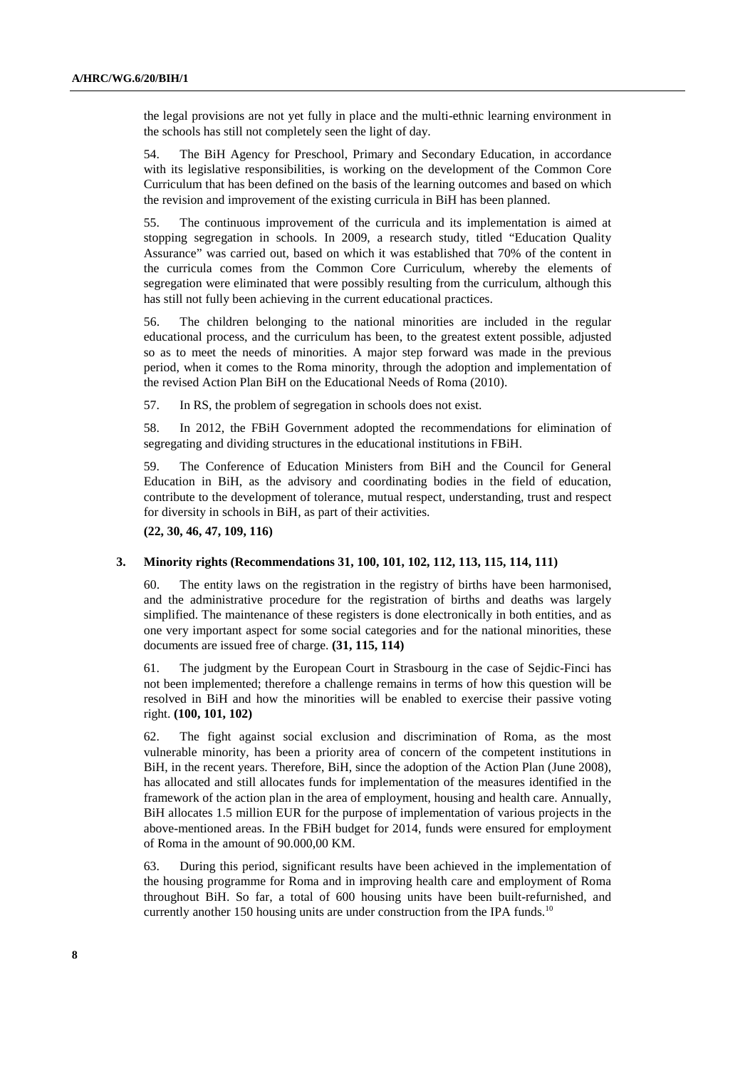the legal provisions are not yet fully in place and the multi-ethnic learning environment in the schools has still not completely seen the light of day.

54. The BiH Agency for Preschool, Primary and Secondary Education, in accordance with its legislative responsibilities, is working on the development of the Common Core Curriculum that has been defined on the basis of the learning outcomes and based on which the revision and improvement of the existing curricula in BiH has been planned.

55. The continuous improvement of the curricula and its implementation is aimed at stopping segregation in schools. In 2009, a research study, titled "Education Quality Assurance" was carried out, based on which it was established that 70% of the content in the curricula comes from the Common Core Curriculum, whereby the elements of segregation were eliminated that were possibly resulting from the curriculum, although this has still not fully been achieving in the current educational practices.

56. The children belonging to the national minorities are included in the regular educational process, and the curriculum has been, to the greatest extent possible, adjusted so as to meet the needs of minorities. A major step forward was made in the previous period, when it comes to the Roma minority, through the adoption and implementation of the revised Action Plan BiH on the Educational Needs of Roma (2010).

57. In RS, the problem of segregation in schools does not exist.

58. In 2012, the FBiH Government adopted the recommendations for elimination of segregating and dividing structures in the educational institutions in FBiH.

59. The Conference of Education Ministers from BiH and the Council for General Education in BiH, as the advisory and coordinating bodies in the field of education, contribute to the development of tolerance, mutual respect, understanding, trust and respect for diversity in schools in BiH, as part of their activities.

**(22, 30, 46, 47, 109, 116)**

### 3. Minority rights (Recommendations 31, 100, 101, 102, 112, 113, 115, 114, 111)

60. The entity laws on the registration in the registry of births have been harmonised, and the administrative procedure for the registration of births and deaths was largely simplified. The maintenance of these registers is done electronically in both entities, and as one very important aspect for some social categories and for the national minorities, these documents are issued free of charge. **(31, 115, 114)**

61. The judgment by the European Court in Strasbourg in the case of Sejdic-Finci has not been implemented; therefore a challenge remains in terms of how this question will be resolved in BiH and how the minorities will be enabled to exercise their passive voting right. **(100, 101, 102)**

62. The fight against social exclusion and discrimination of Roma, as the most vulnerable minority, has been a priority area of concern of the competent institutions in BiH, in the recent years. Therefore, BiH, since the adoption of the Action Plan (June 2008), has allocated and still allocates funds for implementation of the measures identified in the framework of the action plan in the area of employment, housing and health care. Annually, BiH allocates 1.5 million EUR for the purpose of implementation of various projects in the above-mentioned areas. In the FBiH budget for 2014, funds were ensured for employment of Roma in the amount of 90.000,00 KM.

63. During this period, significant results have been achieved in the implementation of the housing programme for Roma and in improving health care and employment of Roma throughout BiH. So far, a total of 600 housing units have been built-refurnished, and currently another 150 housing units are under construction from the IPA funds.[10]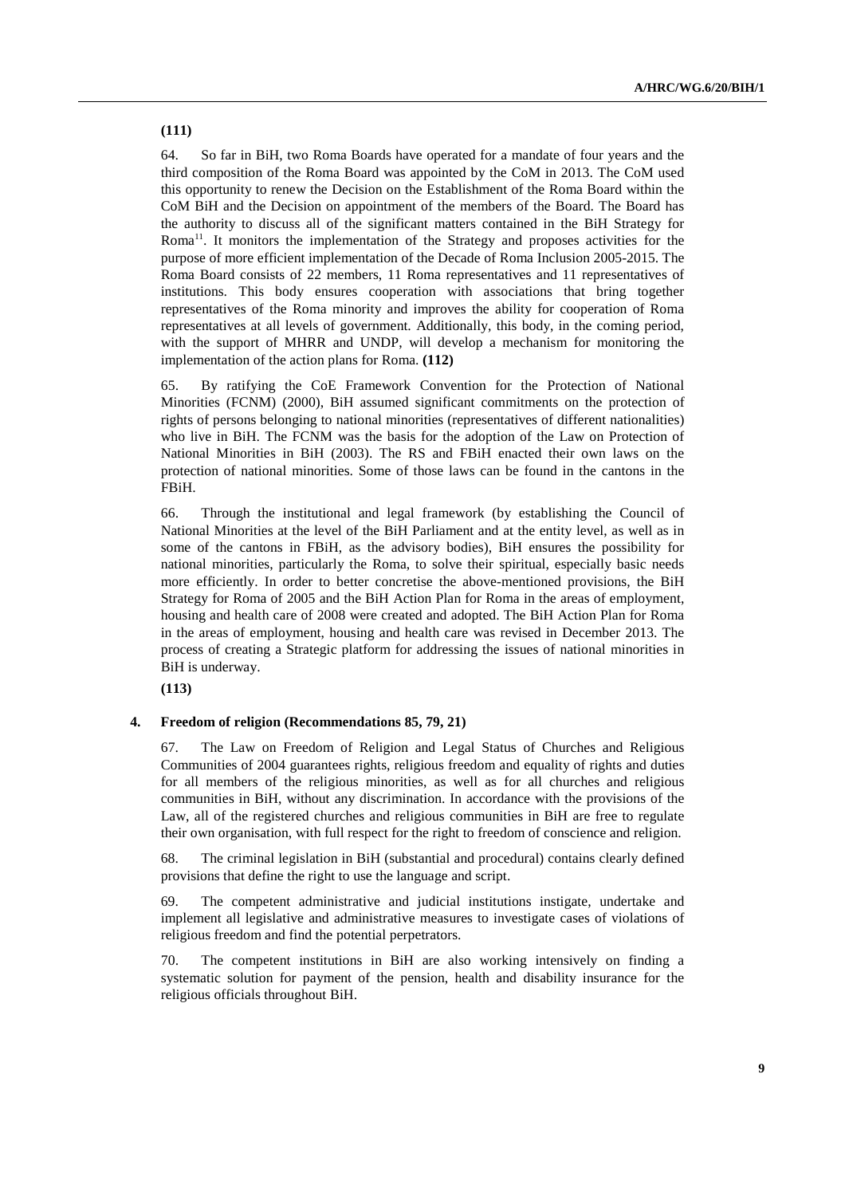**(111)**

64. So far in BiH, two Roma Boards have operated for a mandate of four years and the third composition of the Roma Board was appointed by the CoM in 2013. The CoM used this opportunity to renew the Decision on the Establishment of the Roma Board within the CoM BiH and the Decision on appointment of the members of the Board. The Board has the authority to discuss all of the significant matters contained in the BiH Strategy for Roma[11]. It monitors the implementation of the Strategy and proposes activities for the purpose of more efficient implementation of the Decade of Roma Inclusion 2005-2015. The Roma Board consists of 22 members, 11 Roma representatives and 11 representatives of institutions. This body ensures cooperation with associations that bring together representatives of the Roma minority and improves the ability for cooperation of Roma representatives at all levels of government. Additionally, this body, in the coming period, with the support of MHRR and UNDP, will develop a mechanism for monitoring the implementation of the action plans for Roma. **(112)**

65. By ratifying the CoE Framework Convention for the Protection of National Minorities (FCNM) (2000), BiH assumed significant commitments on the protection of rights of persons belonging to national minorities (representatives of different nationalities) who live in BiH. The FCNM was the basis for the adoption of the Law on Protection of National Minorities in BiH (2003). The RS and FBiH enacted their own laws on the protection of national minorities. Some of those laws can be found in the cantons in the FBiH.

66. Through the institutional and legal framework (by establishing the Council of National Minorities at the level of the BiH Parliament and at the entity level, as well as in some of the cantons in FBiH, as the advisory bodies), BiH ensures the possibility for national minorities, particularly the Roma, to solve their spiritual, especially basic needs more efficiently. In order to better concretise the above-mentioned provisions, the BiH Strategy for Roma of 2005 and the BiH Action Plan for Roma in the areas of employment, housing and health care of 2008 were created and adopted. The BiH Action Plan for Roma in the areas of employment, housing and health care was revised in December 2013. The process of creating a Strategic platform for addressing the issues of national minorities in BiH is underway.

**(113)**

#### 4. Freedom of religion (Recommendations 85, 79, 21)

67. The Law on Freedom of Religion and Legal Status of Churches and Religious Communities of 2004 guarantees rights, religious freedom and equality of rights and duties for all members of the religious minorities, as well as for all churches and religious communities in BiH, without any discrimination. In accordance with the provisions of the Law, all of the registered churches and religious communities in BiH are free to regulate their own organisation, with full respect for the right to freedom of conscience and religion.

68. The criminal legislation in BiH (substantial and procedural) contains clearly defined provisions that define the right to use the language and script.

69. The competent administrative and judicial institutions instigate, undertake and implement all legislative and administrative measures to investigate cases of violations of religious freedom and find the potential perpetrators.

70. The competent institutions in BiH are also working intensively on finding a systematic solution for payment of the pension, health and disability insurance for the religious officials throughout BiH.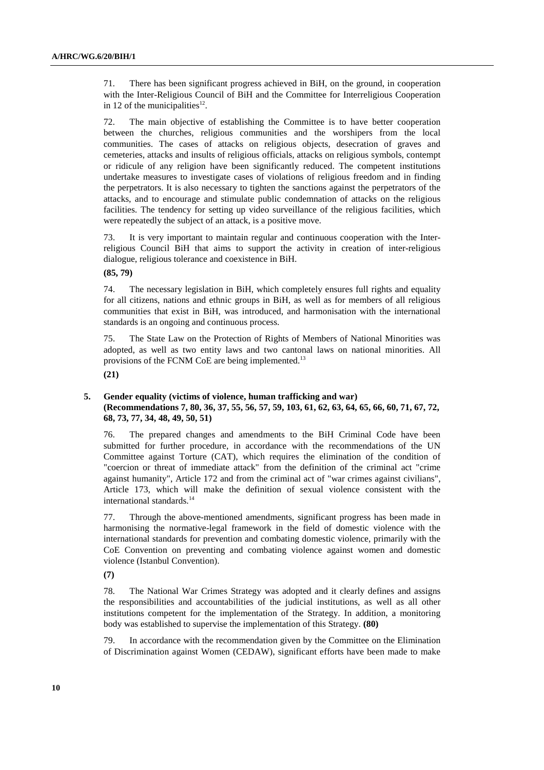71. There has been significant progress achieved in BiH, on the ground, in cooperation with the Inter-Religious Council of BiH and the Committee for Interreligious Cooperation in 12 of the municipalities[12].

72. The main objective of establishing the Committee is to have better cooperation between the churches, religious communities and the worshipers from the local communities. The cases of attacks on religious objects, desecration of graves and cemeteries, attacks and insults of religious officials, attacks on religious symbols, contempt or ridicule of any religion have been significantly reduced. The competent institutions undertake measures to investigate cases of violations of religious freedom and in finding the perpetrators. It is also necessary to tighten the sanctions against the perpetrators of the attacks, and to encourage and stimulate public condemnation of attacks on the religious facilities. The tendency for setting up video surveillance of the religious facilities, which were repeatedly the subject of an attack, is a positive move.

73. It is very important to maintain regular and continuous cooperation with the Inter-religious Council BiH that aims to support the activity in creation of inter-religious dialogue, religious tolerance and coexistence in BiH.

**(85, 79)**

74. The necessary legislation in BiH, which completely ensures full rights and equality for all citizens, nations and ethnic groups in BiH, as well as for members of all religious communities that exist in BiH, was introduced, and harmonisation with the international standards is an ongoing and continuous process.

75. The State Law on the Protection of Rights of Members of National Minorities was adopted, as well as two entity laws and two cantonal laws on national minorities. All provisions of the FCNM CoE are being implemented.[13]

**(21)**

### 5. Gender equality (victims of violence, human trafficking and war) (Recommendations 7, 80, 36, 37, 55, 56, 57, 59, 103, 61, 62, 63, 64, 65, 66, 60, 71, 67, 72, 68, 73, 77, 34, 48, 49, 50, 51)

76. The prepared changes and amendments to the BiH Criminal Code have been submitted for further procedure, in accordance with the recommendations of the UN Committee against Torture (CAT), which requires the elimination of the condition of "coercion or threat of immediate attack" from the definition of the criminal act "crime against humanity", Article 172 and from the criminal act of "war crimes against civilians", Article 173, which will make the definition of sexual violence consistent with the international standards.[14]

77. Through the above-mentioned amendments, significant progress has been made in harmonising the normative-legal framework in the field of domestic violence with the international standards for prevention and combating domestic violence, primarily with the CoE Convention on preventing and combating violence against women and domestic violence (Istanbul Convention).

**(7)**

78. The National War Crimes Strategy was adopted and it clearly defines and assigns the responsibilities and accountabilities of the judicial institutions, as well as all other institutions competent for the implementation of the Strategy. In addition, a monitoring body was established to supervise the implementation of this Strategy. **(80)**

79. In accordance with the recommendation given by the Committee on the Elimination of Discrimination against Women (CEDAW), significant efforts have been made to make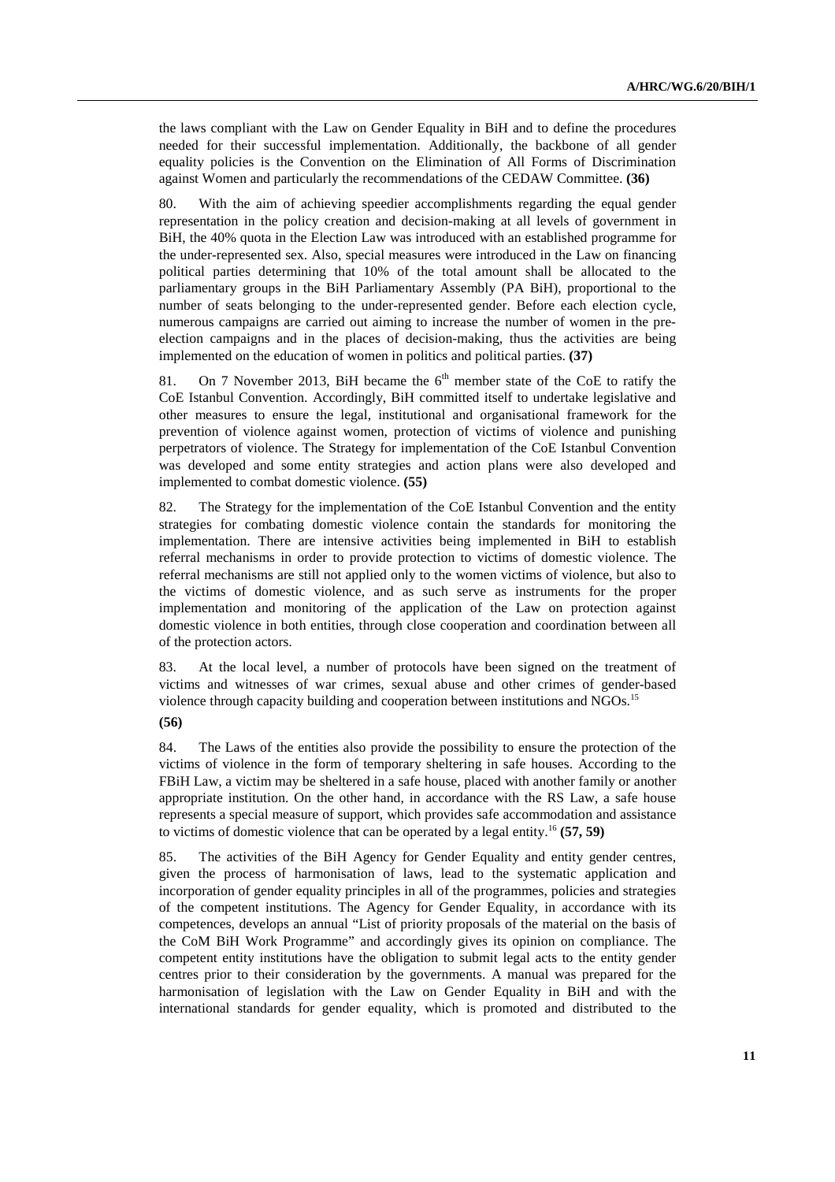the laws compliant with the Law on Gender Equality in BiH and to define the procedures needed for their successful implementation. Additionally, the backbone of all gender equality policies is the Convention on the Elimination of All Forms of Discrimination against Women and particularly the recommendations of the CEDAW Committee. **(36)**

80. With the aim of achieving speedier accomplishments regarding the equal gender representation in the policy creation and decision-making at all levels of government in BiH, the 40% quota in the Election Law was introduced with an established programme for the under-represented sex. Also, special measures were introduced in the Law on financing political parties determining that 10% of the total amount shall be allocated to the parliamentary groups in the BiH Parliamentary Assembly (PA BiH), proportional to the number of seats belonging to the under-represented gender. Before each election cycle, numerous campaigns are carried out aiming to increase the number of women in the pre-election campaigns and in the places of decision-making, thus the activities are being implemented on the education of women in politics and political parties. **(37)**

81. On 7 November 2013, BiH became the 6th member state of the CoE to ratify the CoE Istanbul Convention. Accordingly, BiH committed itself to undertake legislative and other measures to ensure the legal, institutional and organisational framework for the prevention of violence against women, protection of victims of violence and punishing perpetrators of violence. The Strategy for implementation of the CoE Istanbul Convention was developed and some entity strategies and action plans were also developed and implemented to combat domestic violence. **(55)**

82. The Strategy for the implementation of the CoE Istanbul Convention and the entity strategies for combating domestic violence contain the standards for monitoring the implementation. There are intensive activities being implemented in BiH to establish referral mechanisms in order to provide protection to victims of domestic violence. The referral mechanisms are still not applied only to the women victims of violence, but also to the victims of domestic violence, and as such serve as instruments for the proper implementation and monitoring of the application of the Law on protection against domestic violence in both entities, through close cooperation and coordination between all of the protection actors.

83. At the local level, a number of protocols have been signed on the treatment of victims and witnesses of war crimes, sexual abuse and other crimes of gender-based violence through capacity building and cooperation between institutions and NGOs.[15] **(56)**

84. The Laws of the entities also provide the possibility to ensure the protection of the victims of violence in the form of temporary sheltering in safe houses. According to the FBiH Law, a victim may be sheltered in a safe house, placed with another family or another appropriate institution. On the other hand, in accordance with the RS Law, a safe house represents a special measure of support, which provides safe accommodation and assistance to victims of domestic violence that can be operated by a legal entity.[16] **(57, 59)**

85. The activities of the BiH Agency for Gender Equality and entity gender centres, given the process of harmonisation of laws, lead to the systematic application and incorporation of gender equality principles in all of the programmes, policies and strategies of the competent institutions. The Agency for Gender Equality, in accordance with its competences, develops an annual "List of priority proposals of the material on the basis of the CoM BiH Work Programme" and accordingly gives its opinion on compliance. The competent entity institutions have the obligation to submit legal acts to the entity gender centres prior to their consideration by the governments. A manual was prepared for the harmonisation of legislation with the Law on Gender Equality in BiH and with the international standards for gender equality, which is promoted and distributed to the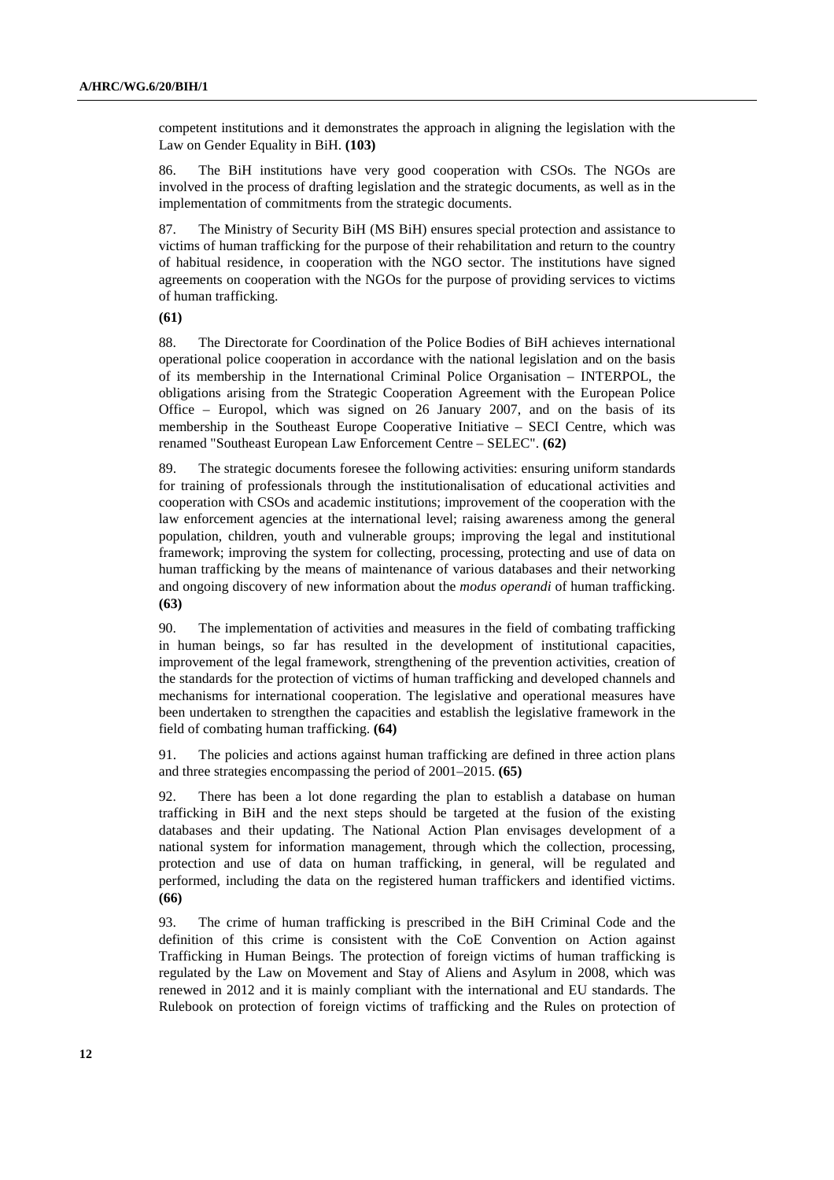competent institutions and it demonstrates the approach in aligning the legislation with the Law on Gender Equality in BiH. **(103)**

86. The BiH institutions have very good cooperation with CSOs. The NGOs are involved in the process of drafting legislation and the strategic documents, as well as in the implementation of commitments from the strategic documents.

87. The Ministry of Security BiH (MS BiH) ensures special protection and assistance to victims of human trafficking for the purpose of their rehabilitation and return to the country of habitual residence, in cooperation with the NGO sector. The institutions have signed agreements on cooperation with the NGOs for the purpose of providing services to victims of human trafficking.

**(61)**

88. The Directorate for Coordination of the Police Bodies of BiH achieves international operational police cooperation in accordance with the national legislation and on the basis of its membership in the International Criminal Police Organisation – INTERPOL, the obligations arising from the Strategic Cooperation Agreement with the European Police Office – Europol, which was signed on 26 January 2007, and on the basis of its membership in the Southeast Europe Cooperative Initiative – SECI Centre, which was renamed "Southeast European Law Enforcement Centre – SELEC". **(62)**

89. The strategic documents foresee the following activities: ensuring uniform standards for training of professionals through the institutionalisation of educational activities and cooperation with CSOs and academic institutions; improvement of the cooperation with the law enforcement agencies at the international level; raising awareness among the general population, children, youth and vulnerable groups; improving the legal and institutional framework; improving the system for collecting, processing, protecting and use of data on human trafficking by the means of maintenance of various databases and their networking and ongoing discovery of new information about the *modus operandi* of human trafficking. **(63)**

90. The implementation of activities and measures in the field of combating trafficking in human beings, so far has resulted in the development of institutional capacities, improvement of the legal framework, strengthening of the prevention activities, creation of the standards for the protection of victims of human trafficking and developed channels and mechanisms for international cooperation. The legislative and operational measures have been undertaken to strengthen the capacities and establish the legislative framework in the field of combating human trafficking. **(64)**

91. The policies and actions against human trafficking are defined in three action plans and three strategies encompassing the period of 2001–2015. **(65)**

92. There has been a lot done regarding the plan to establish a database on human trafficking in BiH and the next steps should be targeted at the fusion of the existing databases and their updating. The National Action Plan envisages development of a national system for information management, through which the collection, processing, protection and use of data on human trafficking, in general, will be regulated and performed, including the data on the registered human traffickers and identified victims. **(66)**

93. The crime of human trafficking is prescribed in the BiH Criminal Code and the definition of this crime is consistent with the CoE Convention on Action against Trafficking in Human Beings. The protection of foreign victims of human trafficking is regulated by the Law on Movement and Stay of Aliens and Asylum in 2008, which was renewed in 2012 and it is mainly compliant with the international and EU standards. The Rulebook on protection of foreign victims of trafficking and the Rules on protection of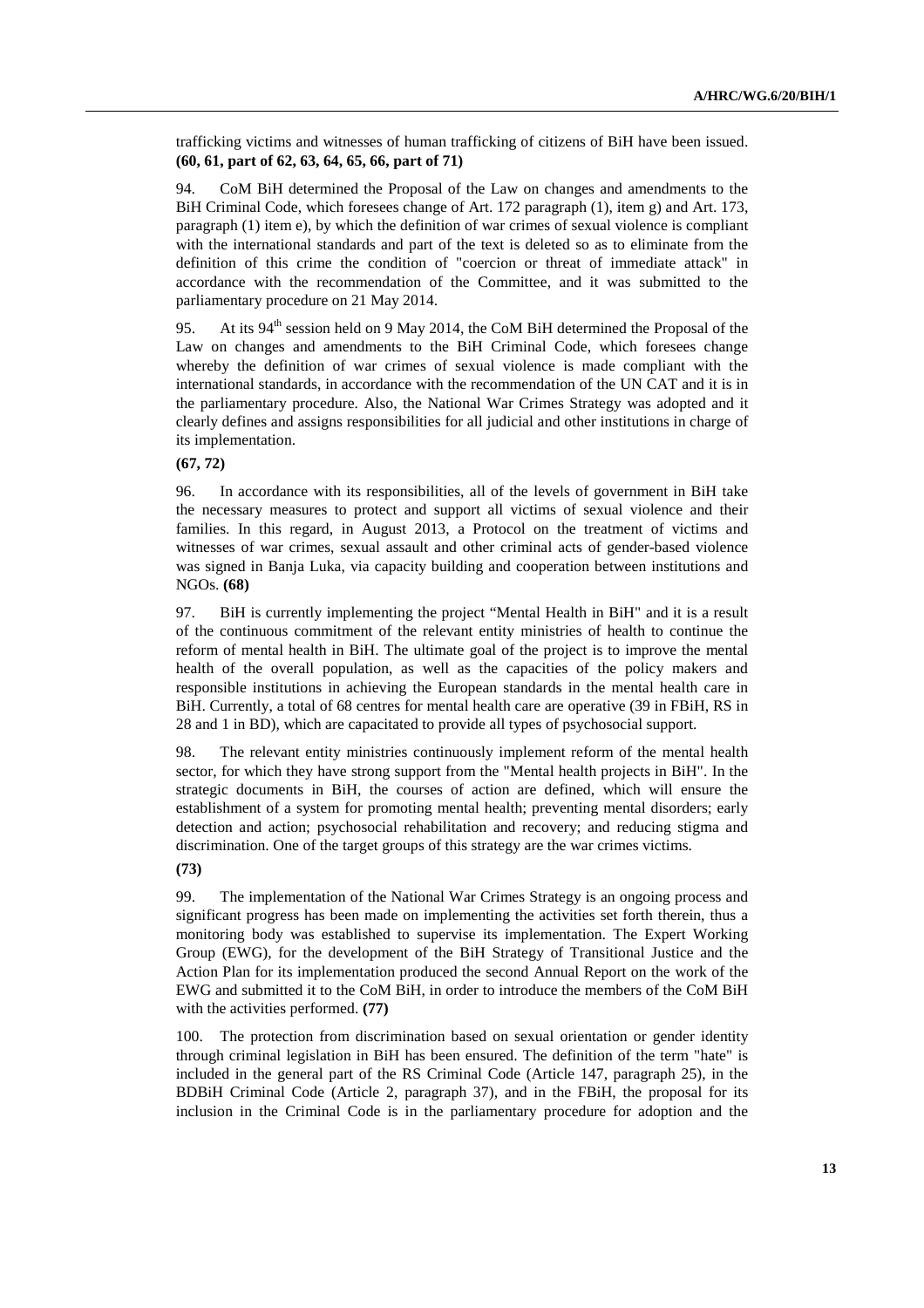trafficking victims and witnesses of human trafficking of citizens of BiH have been issued. **(60, 61, part of 62, 63, 64, 65, 66, part of 71)**

94. CoM BiH determined the Proposal of the Law on changes and amendments to the BiH Criminal Code, which foresees change of Art. 172 paragraph (1), item g) and Art. 173, paragraph (1) item e), by which the definition of war crimes of sexual violence is compliant with the international standards and part of the text is deleted so as to eliminate from the definition of this crime the condition of "coercion or threat of immediate attack" in accordance with the recommendation of the Committee, and it was submitted to the parliamentary procedure on 21 May 2014.

95. At its 94th session held on 9 May 2014, the CoM BiH determined the Proposal of the Law on changes and amendments to the BiH Criminal Code, which foresees change whereby the definition of war crimes of sexual violence is made compliant with the international standards, in accordance with the recommendation of the UN CAT and it is in the parliamentary procedure. Also, the National War Crimes Strategy was adopted and it clearly defines and assigns responsibilities for all judicial and other institutions in charge of its implementation.

**(67, 72)**

96. In accordance with its responsibilities, all of the levels of government in BiH take the necessary measures to protect and support all victims of sexual violence and their families. In this regard, in August 2013, a Protocol on the treatment of victims and witnesses of war crimes, sexual assault and other criminal acts of gender-based violence was signed in Banja Luka, via capacity building and cooperation between institutions and NGOs. **(68)**

97. BiH is currently implementing the project "Mental Health in BiH" and it is a result of the continuous commitment of the relevant entity ministries of health to continue the reform of mental health in BiH. The ultimate goal of the project is to improve the mental health of the overall population, as well as the capacities of the policy makers and responsible institutions in achieving the European standards in the mental health care in BiH. Currently, a total of 68 centres for mental health care are operative (39 in FBiH, RS in 28 and 1 in BD), which are capacitated to provide all types of psychosocial support.

98. The relevant entity ministries continuously implement reform of the mental health sector, for which they have strong support from the "Mental health projects in BiH". In the strategic documents in BiH, the courses of action are defined, which will ensure the establishment of a system for promoting mental health; preventing mental disorders; early detection and action; psychosocial rehabilitation and recovery; and reducing stigma and discrimination. One of the target groups of this strategy are the war crimes victims.

**(73)**

99. The implementation of the National War Crimes Strategy is an ongoing process and significant progress has been made on implementing the activities set forth therein, thus a monitoring body was established to supervise its implementation. The Expert Working Group (EWG), for the development of the BiH Strategy of Transitional Justice and the Action Plan for its implementation produced the second Annual Report on the work of the EWG and submitted it to the CoM BiH, in order to introduce the members of the CoM BiH with the activities performed. **(77)**

100. The protection from discrimination based on sexual orientation or gender identity through criminal legislation in BiH has been ensured. The definition of the term "hate" is included in the general part of the RS Criminal Code (Article 147, paragraph 25), in the BDBiH Criminal Code (Article 2, paragraph 37), and in the FBiH, the proposal for its inclusion in the Criminal Code is in the parliamentary procedure for adoption and the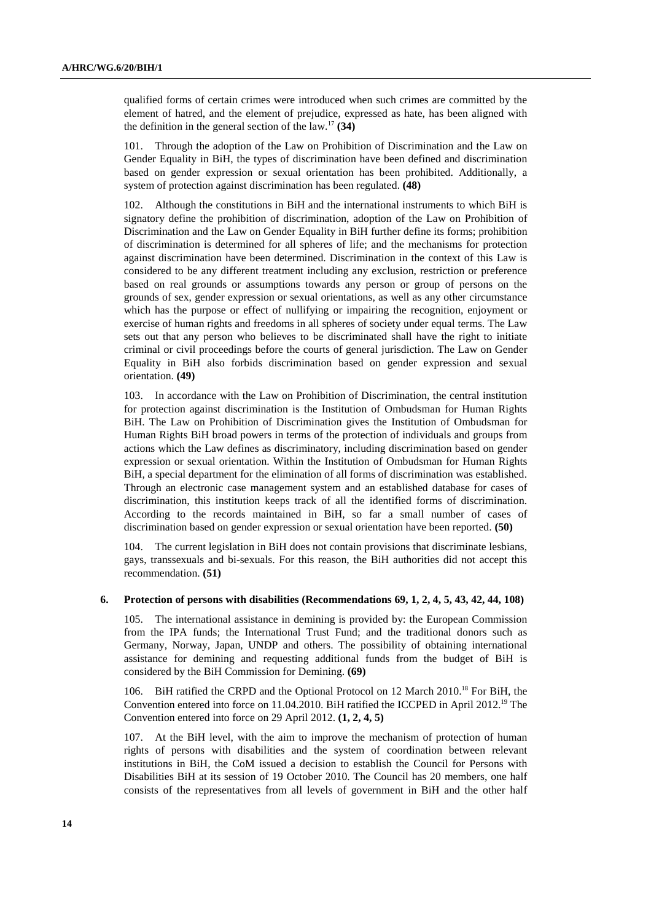qualified forms of certain crimes were introduced when such crimes are committed by the element of hatred, and the element of prejudice, expressed as hate, has been aligned with the definition in the general section of the law.[17] **(34)**

101. Through the adoption of the Law on Prohibition of Discrimination and the Law on Gender Equality in BiH, the types of discrimination have been defined and discrimination based on gender expression or sexual orientation has been prohibited. Additionally, a system of protection against discrimination has been regulated. **(48)**

102. Although the constitutions in BiH and the international instruments to which BiH is signatory define the prohibition of discrimination, adoption of the Law on Prohibition of Discrimination and the Law on Gender Equality in BiH further define its forms; prohibition of discrimination is determined for all spheres of life; and the mechanisms for protection against discrimination have been determined. Discrimination in the context of this Law is considered to be any different treatment including any exclusion, restriction or preference based on real grounds or assumptions towards any person or group of persons on the grounds of sex, gender expression or sexual orientations, as well as any other circumstance which has the purpose or effect of nullifying or impairing the recognition, enjoyment or exercise of human rights and freedoms in all spheres of society under equal terms. The Law sets out that any person who believes to be discriminated shall have the right to initiate criminal or civil proceedings before the courts of general jurisdiction. The Law on Gender Equality in BiH also forbids discrimination based on gender expression and sexual orientation. **(49)**

103. In accordance with the Law on Prohibition of Discrimination, the central institution for protection against discrimination is the Institution of Ombudsman for Human Rights BiH. The Law on Prohibition of Discrimination gives the Institution of Ombudsman for Human Rights BiH broad powers in terms of the protection of individuals and groups from actions which the Law defines as discriminatory, including discrimination based on gender expression or sexual orientation. Within the Institution of Ombudsman for Human Rights BiH, a special department for the elimination of all forms of discrimination was established. Through an electronic case management system and an established database for cases of discrimination, this institution keeps track of all the identified forms of discrimination. According to the records maintained in BiH, so far a small number of cases of discrimination based on gender expression or sexual orientation have been reported. **(50)**

104. The current legislation in BiH does not contain provisions that discriminate lesbians, gays, transsexuals and bi-sexuals. For this reason, the BiH authorities did not accept this recommendation. **(51)**

### 6. Protection of persons with disabilities (Recommendations 69, 1, 2, 4, 5, 43, 42, 44, 108)

105. The international assistance in demining is provided by: the European Commission from the IPA funds; the International Trust Fund; and the traditional donors such as Germany, Norway, Japan, UNDP and others. The possibility of obtaining international assistance for demining and requesting additional funds from the budget of BiH is considered by the BiH Commission for Demining. **(69)**

106. BiH ratified the CRPD and the Optional Protocol on 12 March 2010.[18] For BiH, the Convention entered into force on 11.04.2010. BiH ratified the ICCPED in April 2012.[19] The Convention entered into force on 29 April 2012. **(1, 2, 4, 5)**

107. At the BiH level, with the aim to improve the mechanism of protection of human rights of persons with disabilities and the system of coordination between relevant institutions in BiH, the CoM issued a decision to establish the Council for Persons with Disabilities BiH at its session of 19 October 2010. The Council has 20 members, one half consists of the representatives from all levels of government in BiH and the other half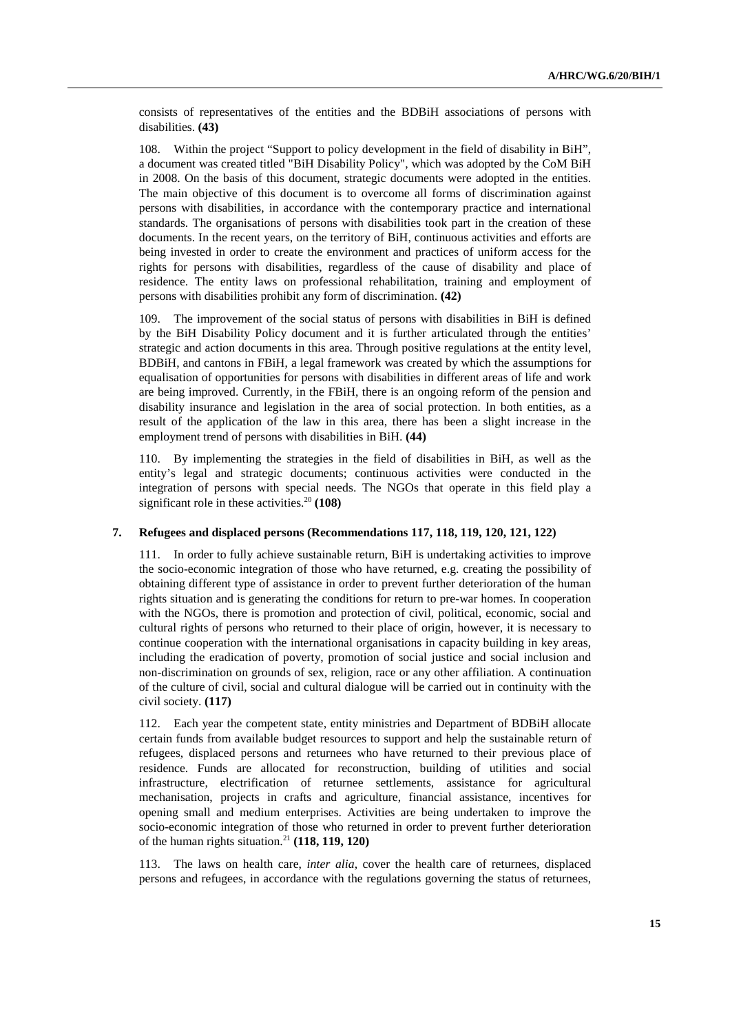consists of representatives of the entities and the BDBiH associations of persons with disabilities. **(43)**

108. Within the project "Support to policy development in the field of disability in BiH", a document was created titled "BiH Disability Policy", which was adopted by the CoM BiH in 2008. On the basis of this document, strategic documents were adopted in the entities. The main objective of this document is to overcome all forms of discrimination against persons with disabilities, in accordance with the contemporary practice and international standards. The organisations of persons with disabilities took part in the creation of these documents. In the recent years, on the territory of BiH, continuous activities and efforts are being invested in order to create the environment and practices of uniform access for the rights for persons with disabilities, regardless of the cause of disability and place of residence. The entity laws on professional rehabilitation, training and employment of persons with disabilities prohibit any form of discrimination. **(42)**

109. The improvement of the social status of persons with disabilities in BiH is defined by the BiH Disability Policy document and it is further articulated through the entities' strategic and action documents in this area. Through positive regulations at the entity level, BDBiH, and cantons in FBiH, a legal framework was created by which the assumptions for equalisation of opportunities for persons with disabilities in different areas of life and work are being improved. Currently, in the FBiH, there is an ongoing reform of the pension and disability insurance and legislation in the area of social protection. In both entities, as a result of the application of the law in this area, there has been a slight increase in the employment trend of persons with disabilities in BiH. **(44)**

110. By implementing the strategies in the field of disabilities in BiH, as well as the entity's legal and strategic documents; continuous activities were conducted in the integration of persons with special needs. The NGOs that operate in this field play a significant role in these activities.[20] **(108)**

### 7. Refugees and displaced persons (Recommendations 117, 118, 119, 120, 121, 122)

111. In order to fully achieve sustainable return, BiH is undertaking activities to improve the socio-economic integration of those who have returned, e.g. creating the possibility of obtaining different type of assistance in order to prevent further deterioration of the human rights situation and is generating the conditions for return to pre-war homes. In cooperation with the NGOs, there is promotion and protection of civil, political, economic, social and cultural rights of persons who returned to their place of origin, however, it is necessary to continue cooperation with the international organisations in capacity building in key areas, including the eradication of poverty, promotion of social justice and social inclusion and non-discrimination on grounds of sex, religion, race or any other affiliation. A continuation of the culture of civil, social and cultural dialogue will be carried out in continuity with the civil society. **(117)**

112. Each year the competent state, entity ministries and Department of BDBiH allocate certain funds from available budget resources to support and help the sustainable return of refugees, displaced persons and returnees who have returned to their previous place of residence. Funds are allocated for reconstruction, building of utilities and social infrastructure, electrification of returnee settlements, assistance for agricultural mechanisation, projects in crafts and agriculture, financial assistance, incentives for opening small and medium enterprises. Activities are being undertaken to improve the socio-economic integration of those who returned in order to prevent further deterioration of the human rights situation.[21] **(118, 119, 120)**

113. The laws on health care, *inter alia*, cover the health care of returnees, displaced persons and refugees, in accordance with the regulations governing the status of returnees,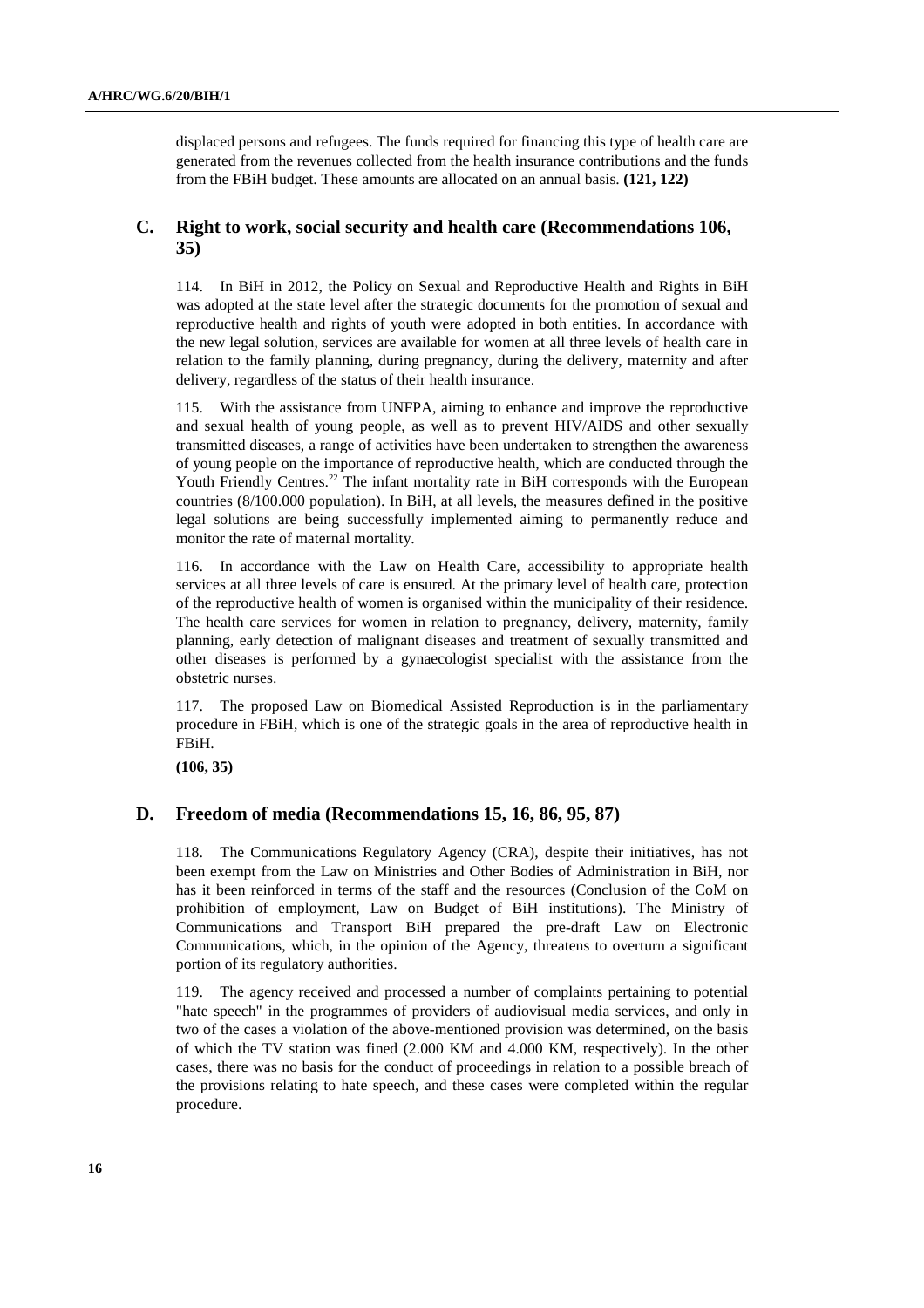displaced persons and refugees. The funds required for financing this type of health care are generated from the revenues collected from the health insurance contributions and the funds from the FBiH budget. These amounts are allocated on an annual basis. **(121, 122)**

## C. Right to work, social security and health care (Recommendations 106, 35)

114. In BiH in 2012, the Policy on Sexual and Reproductive Health and Rights in BiH was adopted at the state level after the strategic documents for the promotion of sexual and reproductive health and rights of youth were adopted in both entities. In accordance with the new legal solution, services are available for women at all three levels of health care in relation to the family planning, during pregnancy, during the delivery, maternity and after delivery, regardless of the status of their health insurance.

115. With the assistance from UNFPA, aiming to enhance and improve the reproductive and sexual health of young people, as well as to prevent HIV/AIDS and other sexually transmitted diseases, a range of activities have been undertaken to strengthen the awareness of young people on the importance of reproductive health, which are conducted through the Youth Friendly Centres.[22] The infant mortality rate in BiH corresponds with the European countries (8/100.000 population). In BiH, at all levels, the measures defined in the positive legal solutions are being successfully implemented aiming to permanently reduce and monitor the rate of maternal mortality.

116. In accordance with the Law on Health Care, accessibility to appropriate health services at all three levels of care is ensured. At the primary level of health care, protection of the reproductive health of women is organised within the municipality of their residence. The health care services for women in relation to pregnancy, delivery, maternity, family planning, early detection of malignant diseases and treatment of sexually transmitted and other diseases is performed by a gynaecologist specialist with the assistance from the obstetric nurses.

117. The proposed Law on Biomedical Assisted Reproduction is in the parliamentary procedure in FBiH, which is one of the strategic goals in the area of reproductive health in FBiH.

**(106, 35)**

## D. Freedom of media (Recommendations 15, 16, 86, 95, 87)

118. The Communications Regulatory Agency (CRA), despite their initiatives, has not been exempt from the Law on Ministries and Other Bodies of Administration in BiH, nor has it been reinforced in terms of the staff and the resources (Conclusion of the CoM on prohibition of employment, Law on Budget of BiH institutions). The Ministry of Communications and Transport BiH prepared the pre-draft Law on Electronic Communications, which, in the opinion of the Agency, threatens to overturn a significant portion of its regulatory authorities.

119. The agency received and processed a number of complaints pertaining to potential "hate speech" in the programmes of providers of audiovisual media services, and only in two of the cases a violation of the above-mentioned provision was determined, on the basis of which the TV station was fined (2.000 KM and 4.000 KM, respectively). In the other cases, there was no basis for the conduct of proceedings in relation to a possible breach of the provisions relating to hate speech, and these cases were completed within the regular procedure.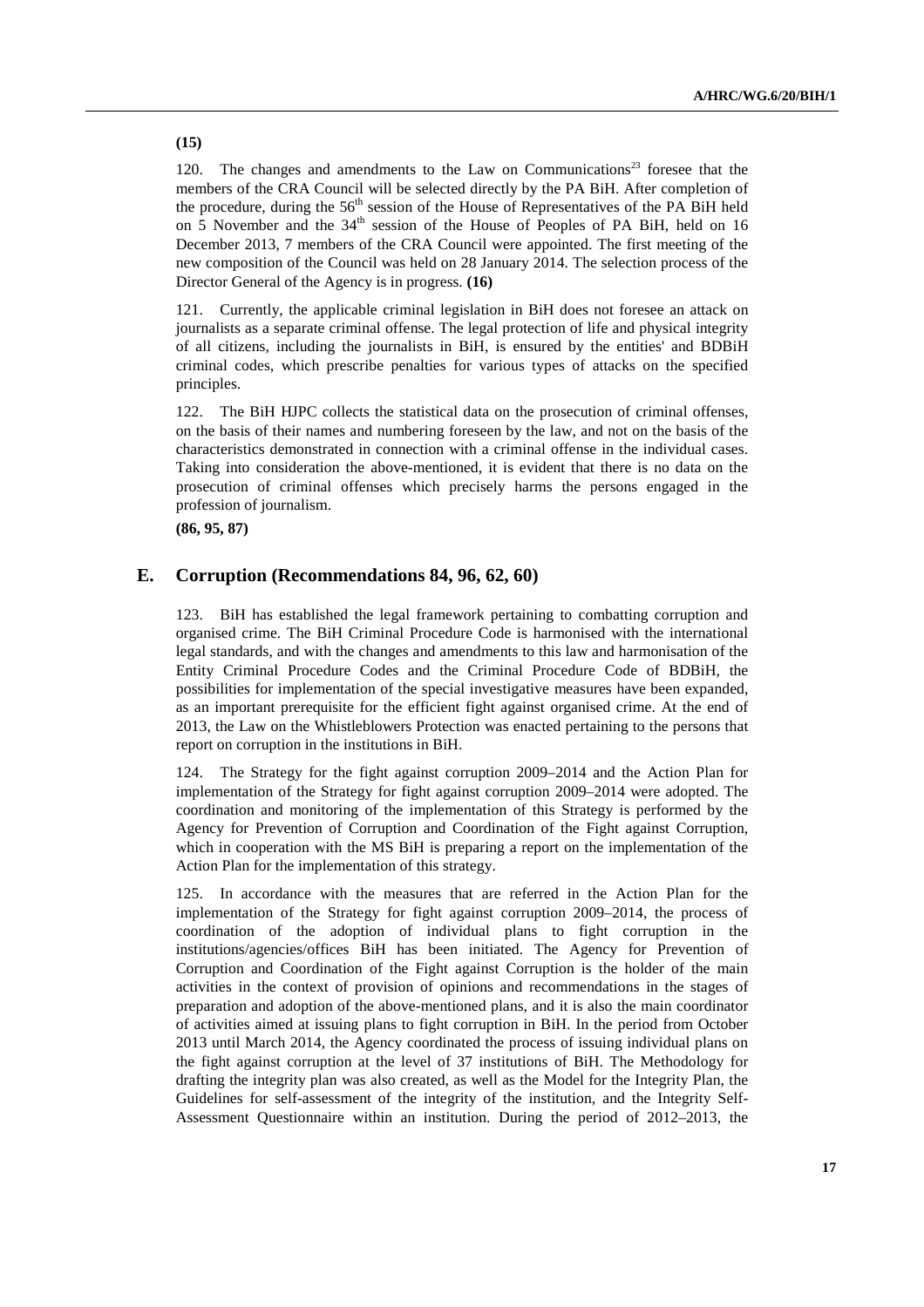**(15)**

120. The changes and amendments to the Law on Communications[23] foresee that the members of the CRA Council will be selected directly by the PA BiH. After completion of the procedure, during the 56th session of the House of Representatives of the PA BiH held on 5 November and the 34th session of the House of Peoples of PA BiH, held on 16 December 2013, 7 members of the CRA Council were appointed. The first meeting of the new composition of the Council was held on 28 January 2014. The selection process of the Director General of the Agency is in progress. **(16)**

121. Currently, the applicable criminal legislation in BiH does not foresee an attack on journalists as a separate criminal offense. The legal protection of life and physical integrity of all citizens, including the journalists in BiH, is ensured by the entities' and BDBiH criminal codes, which prescribe penalties for various types of attacks on the specified principles.

122. The BiH HJPC collects the statistical data on the prosecution of criminal offenses, on the basis of their names and numbering foreseen by the law, and not on the basis of the characteristics demonstrated in connection with a criminal offense in the individual cases. Taking into consideration the above-mentioned, it is evident that there is no data on the prosecution of criminal offenses which precisely harms the persons engaged in the profession of journalism.

**(86, 95, 87)**

## E. Corruption (Recommendations 84, 96, 62, 60)

123. BiH has established the legal framework pertaining to combatting corruption and organised crime. The BiH Criminal Procedure Code is harmonised with the international legal standards, and with the changes and amendments to this law and harmonisation of the Entity Criminal Procedure Codes and the Criminal Procedure Code of BDBiH, the possibilities for implementation of the special investigative measures have been expanded, as an important prerequisite for the efficient fight against organised crime. At the end of 2013, the Law on the Whistleblowers Protection was enacted pertaining to the persons that report on corruption in the institutions in BiH.

124. The Strategy for the fight against corruption 2009–2014 and the Action Plan for implementation of the Strategy for fight against corruption 2009–2014 were adopted. The coordination and monitoring of the implementation of this Strategy is performed by the Agency for Prevention of Corruption and Coordination of the Fight against Corruption, which in cooperation with the MS BiH is preparing a report on the implementation of the Action Plan for the implementation of this strategy.

125. In accordance with the measures that are referred in the Action Plan for the implementation of the Strategy for fight against corruption 2009–2014, the process of coordination of the adoption of individual plans to fight corruption in the institutions/agencies/offices BiH has been initiated. The Agency for Prevention of Corruption and Coordination of the Fight against Corruption is the holder of the main activities in the context of provision of opinions and recommendations in the stages of preparation and adoption of the above-mentioned plans, and it is also the main coordinator of activities aimed at issuing plans to fight corruption in BiH. In the period from October 2013 until March 2014, the Agency coordinated the process of issuing individual plans on the fight against corruption at the level of 37 institutions of BiH. The Methodology for drafting the integrity plan was also created, as well as the Model for the Integrity Plan, the Guidelines for self-assessment of the integrity of the institution, and the Integrity Self-Assessment Questionnaire within an institution. During the period of 2012–2013, the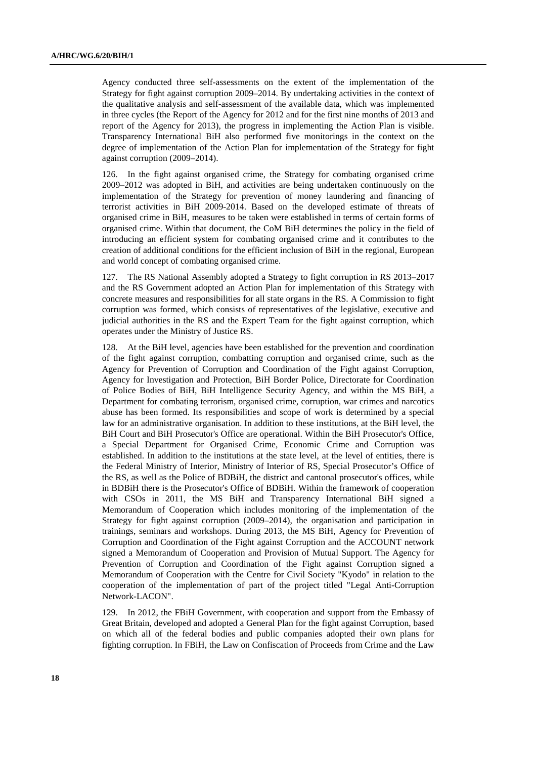Agency conducted three self-assessments on the extent of the implementation of the Strategy for fight against corruption 2009–2014. By undertaking activities in the context of the qualitative analysis and self-assessment of the available data, which was implemented in three cycles (the Report of the Agency for 2012 and for the first nine months of 2013 and report of the Agency for 2013), the progress in implementing the Action Plan is visible. Transparency International BiH also performed five monitorings in the context on the degree of implementation of the Action Plan for implementation of the Strategy for fight against corruption (2009–2014).

126. In the fight against organised crime, the Strategy for combating organised crime 2009–2012 was adopted in BiH, and activities are being undertaken continuously on the implementation of the Strategy for prevention of money laundering and financing of terrorist activities in BiH 2009-2014. Based on the developed estimate of threats of organised crime in BiH, measures to be taken were established in terms of certain forms of organised crime. Within that document, the CoM BiH determines the policy in the field of introducing an efficient system for combating organised crime and it contributes to the creation of additional conditions for the efficient inclusion of BiH in the regional, European and world concept of combating organised crime.

127. The RS National Assembly adopted a Strategy to fight corruption in RS 2013–2017 and the RS Government adopted an Action Plan for implementation of this Strategy with concrete measures and responsibilities for all state organs in the RS. A Commission to fight corruption was formed, which consists of representatives of the legislative, executive and judicial authorities in the RS and the Expert Team for the fight against corruption, which operates under the Ministry of Justice RS.

128. At the BiH level, agencies have been established for the prevention and coordination of the fight against corruption, combatting corruption and organised crime, such as the Agency for Prevention of Corruption and Coordination of the Fight against Corruption, Agency for Investigation and Protection, BiH Border Police, Directorate for Coordination of Police Bodies of BiH, BiH Intelligence Security Agency, and within the MS BiH, a Department for combating terrorism, organised crime, corruption, war crimes and narcotics abuse has been formed. Its responsibilities and scope of work is determined by a special law for an administrative organisation. In addition to these institutions, at the BiH level, the BiH Court and BiH Prosecutor's Office are operational. Within the BiH Prosecutor's Office, a Special Department for Organised Crime, Economic Crime and Corruption was established. In addition to the institutions at the state level, at the level of entities, there is the Federal Ministry of Interior, Ministry of Interior of RS, Special Prosecutor's Office of the RS, as well as the Police of BDBiH, the district and cantonal prosecutor's offices, while in BDBiH there is the Prosecutor's Office of BDBiH. Within the framework of cooperation with CSOs in 2011, the MS BiH and Transparency International BiH signed a Memorandum of Cooperation which includes monitoring of the implementation of the Strategy for fight against corruption (2009–2014), the organisation and participation in trainings, seminars and workshops. During 2013, the MS BiH, Agency for Prevention of Corruption and Coordination of the Fight against Corruption and the ACCOUNT network signed a Memorandum of Cooperation and Provision of Mutual Support. The Agency for Prevention of Corruption and Coordination of the Fight against Corruption signed a Memorandum of Cooperation with the Centre for Civil Society "Kyodo" in relation to the cooperation of the implementation of part of the project titled "Legal Anti-Corruption Network-LACON".

129. In 2012, the FBiH Government, with cooperation and support from the Embassy of Great Britain, developed and adopted a General Plan for the fight against Corruption, based on which all of the federal bodies and public companies adopted their own plans for fighting corruption. In FBiH, the Law on Confiscation of Proceeds from Crime and the Law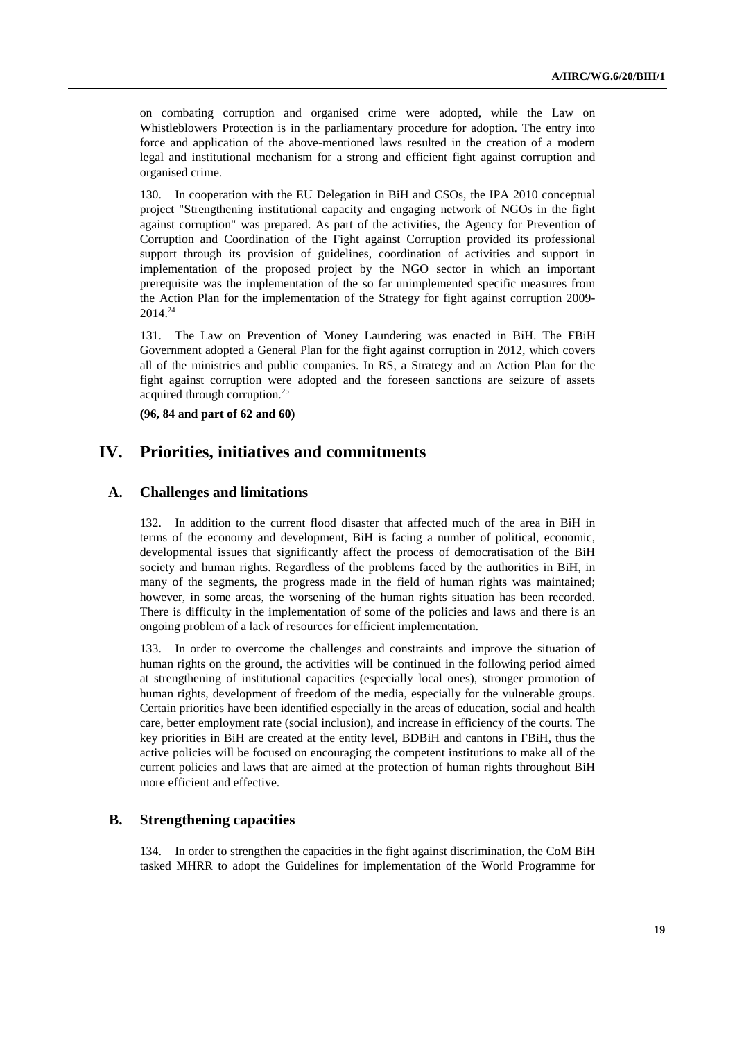on combating corruption and organised crime were adopted, while the Law on Whistleblowers Protection is in the parliamentary procedure for adoption. The entry into force and application of the above-mentioned laws resulted in the creation of a modern legal and institutional mechanism for a strong and efficient fight against corruption and organised crime.

130. In cooperation with the EU Delegation in BiH and CSOs, the IPA 2010 conceptual project "Strengthening institutional capacity and engaging network of NGOs in the fight against corruption" was prepared. As part of the activities, the Agency for Prevention of Corruption and Coordination of the Fight against Corruption provided its professional support through its provision of guidelines, coordination of activities and support in implementation of the proposed project by the NGO sector in which an important prerequisite was the implementation of the so far unimplemented specific measures from the Action Plan for the implementation of the Strategy for fight against corruption 2009-2014.[24]

131. The Law on Prevention of Money Laundering was enacted in BiH. The FBiH Government adopted a General Plan for the fight against corruption in 2012, which covers all of the ministries and public companies. In RS, a Strategy and an Action Plan for the fight against corruption were adopted and the foreseen sanctions are seizure of assets acquired through corruption.[25]

**(96, 84 and part of 62 and 60)**

# IV. Priorities, initiatives and commitments

## A. Challenges and limitations

132. In addition to the current flood disaster that affected much of the area in BiH in terms of the economy and development, BiH is facing a number of political, economic, developmental issues that significantly affect the process of democratisation of the BiH society and human rights. Regardless of the problems faced by the authorities in BiH, in many of the segments, the progress made in the field of human rights was maintained; however, in some areas, the worsening of the human rights situation has been recorded. There is difficulty in the implementation of some of the policies and laws and there is an ongoing problem of a lack of resources for efficient implementation.

133. In order to overcome the challenges and constraints and improve the situation of human rights on the ground, the activities will be continued in the following period aimed at strengthening of institutional capacities (especially local ones), stronger promotion of human rights, development of freedom of the media, especially for the vulnerable groups. Certain priorities have been identified especially in the areas of education, social and health care, better employment rate (social inclusion), and increase in efficiency of the courts. The key priorities in BiH are created at the entity level, BDBiH and cantons in FBiH, thus the active policies will be focused on encouraging the competent institutions to make all of the current policies and laws that are aimed at the protection of human rights throughout BiH more efficient and effective.

## B. Strengthening capacities

134. In order to strengthen the capacities in the fight against discrimination, the CoM BiH tasked MHRR to adopt the Guidelines for implementation of the World Programme for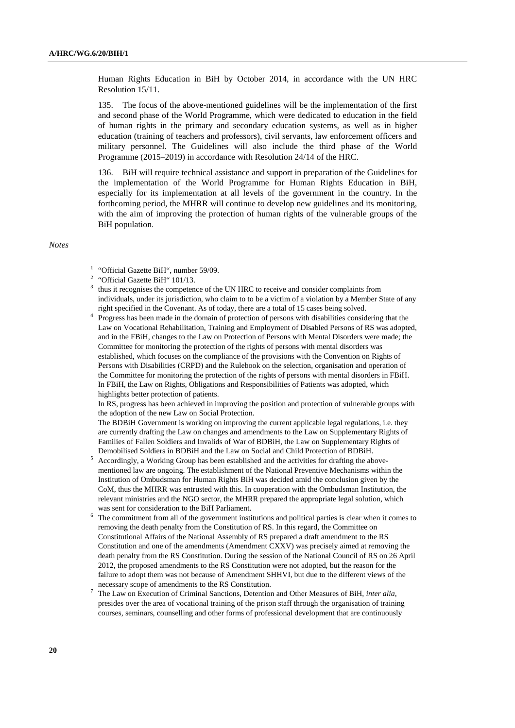Human Rights Education in BiH by October 2014, in accordance with the UN HRC Resolution 15/11.

135. The focus of the above-mentioned guidelines will be the implementation of the first and second phase of the World Programme, which were dedicated to education in the field of human rights in the primary and secondary education systems, as well as in higher education (training of teachers and professors), civil servants, law enforcement officers and military personnel. The Guidelines will also include the third phase of the World Programme (2015–2019) in accordance with Resolution 24/14 of the HRC.

136. BiH will require technical assistance and support in preparation of the Guidelines for the implementation of the World Programme for Human Rights Education in BiH, especially for its implementation at all levels of the government in the country. In the forthcoming period, the MHRR will continue to develop new guidelines and its monitoring, with the aim of improving the protection of human rights of the vulnerable groups of the BiH population.

*Notes*

[1] "Official Gazette BiH", number 59/09.

[2] "Official Gazette BiH" 101/13.

[3] thus it recognises the competence of the UN HRC to receive and consider complaints from individuals, under its jurisdiction, who claim to to be a victim of a violation by a Member State of any right specified in the Covenant. As of today, there are a total of 15 cases being solved.

[4] Progress has been made in the domain of protection of persons with disabilities considering that the Law on Vocational Rehabilitation, Training and Employment of Disabled Persons of RS was adopted, and in the FBiH, changes to the Law on Protection of Persons with Mental Disorders were made; the Committee for monitoring the protection of the rights of persons with mental disorders was established, which focuses on the compliance of the provisions with the Convention on Rights of Persons with Disabilities (CRPD) and the Rulebook on the selection, organisation and operation of the Committee for monitoring the protection of the rights of persons with mental disorders in FBiH. In FBiH, the Law on Rights, Obligations and Responsibilities of Patients was adopted, which highlights better protection of patients.
In RS, progress has been achieved in improving the position and protection of vulnerable groups with the adoption of the new Law on Social Protection.
The BDBiH Government is working on improving the current applicable legal regulations, i.e. they are currently drafting the Law on changes and amendments to the Law on Supplementary Rights of Families of Fallen Soldiers and Invalids of War of BDBiH, the Law on Supplementary Rights of Demobilised Soldiers in BDBiH and the Law on Social and Child Protection of BDBiH.

[5] Accordingly, a Working Group has been established and the activities for drafting the above-mentioned law are ongoing. The establishment of the National Preventive Mechanisms within the Institution of Ombudsman for Human Rights BiH was decided amid the conclusion given by the CoM, thus the MHRR was entrusted with this. In cooperation with the Ombudsman Institution, the relevant ministries and the NGO sector, the MHRR prepared the appropriate legal solution, which was sent for consideration to the BiH Parliament.

[6] The commitment from all of the government institutions and political parties is clear when it comes to removing the death penalty from the Constitution of RS. In this regard, the Committee on Constitutional Affairs of the National Assembly of RS prepared a draft amendment to the RS Constitution and one of the amendments (Amendment CXXV) was precisely aimed at removing the death penalty from the RS Constitution. During the session of the National Council of RS on 26 April 2012, the proposed amendments to the RS Constitution were not adopted, but the reason for the failure to adopt them was not because of Amendment SHHVI, but due to the different views of the necessary scope of amendments to the RS Constitution.

[7] The Law on Execution of Criminal Sanctions, Detention and Other Measures of BiH, *inter alia*, presides over the area of vocational training of the prison staff through the organisation of training courses, seminars, counselling and other forms of professional development that are continuously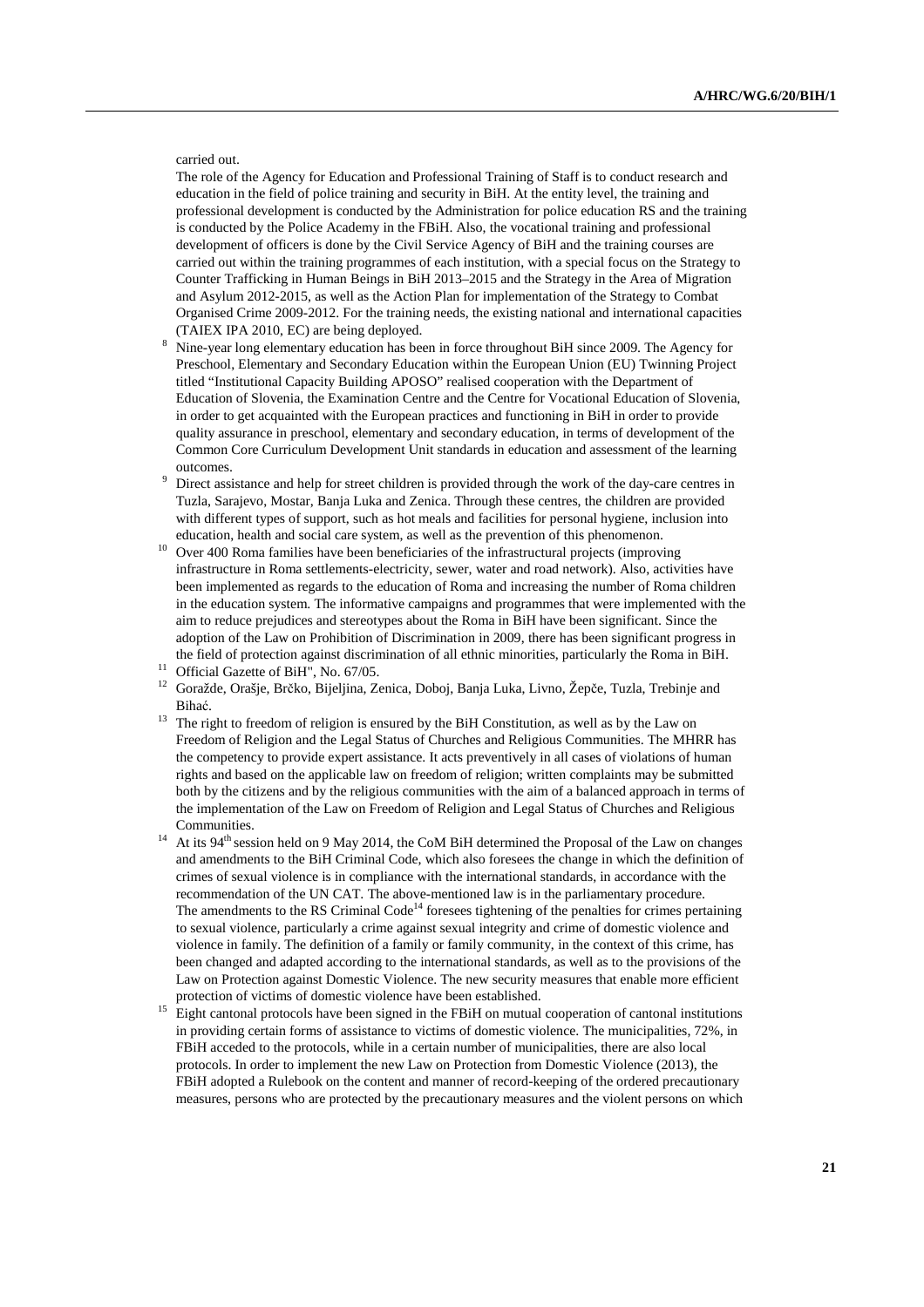carried out.

The role of the Agency for Education and Professional Training of Staff is to conduct research and education in the field of police training and security in BiH. At the entity level, the training and professional development is conducted by the Administration for police education RS and the training is conducted by the Police Academy in the FBiH. Also, the vocational training and professional development of officers is done by the Civil Service Agency of BiH and the training courses are carried out within the training programmes of each institution, with a special focus on the Strategy to Counter Trafficking in Human Beings in BiH 2013–2015 and the Strategy in the Area of Migration and Asylum 2012-2015, as well as the Action Plan for implementation of the Strategy to Combat Organised Crime 2009-2012. For the training needs, the existing national and international capacities (TAIEX IPA 2010, EC) are being deployed.

[8] Nine-year long elementary education has been in force throughout BiH since 2009. The Agency for Preschool, Elementary and Secondary Education within the European Union (EU) Twinning Project titled "Institutional Capacity Building APOSO" realised cooperation with the Department of Education of Slovenia, the Examination Centre and the Centre for Vocational Education of Slovenia, in order to get acquainted with the European practices and functioning in BiH in order to provide quality assurance in preschool, elementary and secondary education, in terms of development of the Common Core Curriculum Development Unit standards in education and assessment of the learning outcomes.

[9] Direct assistance and help for street children is provided through the work of the day-care centres in Tuzla, Sarajevo, Mostar, Banja Luka and Zenica. Through these centres, the children are provided with different types of support, such as hot meals and facilities for personal hygiene, inclusion into education, health and social care system, as well as the prevention of this phenomenon.

[10] Over 400 Roma families have been beneficiaries of the infrastructural projects (improving infrastructure in Roma settlements-electricity, sewer, water and road network). Also, activities have been implemented as regards to the education of Roma and increasing the number of Roma children in the education system. The informative campaigns and programmes that were implemented with the aim to reduce prejudices and stereotypes about the Roma in BiH have been significant. Since the adoption of the Law on Prohibition of Discrimination in 2009, there has been significant progress in the field of protection against discrimination of all ethnic minorities, particularly the Roma in BiH.

[11] Official Gazette of BiH", No. 67/05.

[12] Goražde, Orašje, Brčko, Bijeljina, Zenica, Doboj, Banja Luka, Livno, Žepče, Tuzla, Trebinje and Bihać.

[13] The right to freedom of religion is ensured by the BiH Constitution, as well as by the Law on Freedom of Religion and the Legal Status of Churches and Religious Communities. The MHRR has the competency to provide expert assistance. It acts preventively in all cases of violations of human rights and based on the applicable law on freedom of religion; written complaints may be submitted both by the citizens and by the religious communities with the aim of a balanced approach in terms of the implementation of the Law on Freedom of Religion and Legal Status of Churches and Religious Communities.

[14] At its 94th session held on 9 May 2014, the CoM BiH determined the Proposal of the Law on changes and amendments to the BiH Criminal Code, which also foresees the change in which the definition of crimes of sexual violence is in compliance with the international standards, in accordance with the recommendation of the UN CAT. The above-mentioned law is in the parliamentary procedure. The amendments to the RS Criminal Code[14] foresees tightening of the penalties for crimes pertaining to sexual violence, particularly a crime against sexual integrity and crime of domestic violence and violence in family. The definition of a family or family community, in the context of this crime, has been changed and adapted according to the international standards, as well as to the provisions of the Law on Protection against Domestic Violence. The new security measures that enable more efficient protection of victims of domestic violence have been established.

[15] Eight cantonal protocols have been signed in the FBiH on mutual cooperation of cantonal institutions in providing certain forms of assistance to victims of domestic violence. The municipalities, 72%, in FBiH acceded to the protocols, while in a certain number of municipalities, there are also local protocols. In order to implement the new Law on Protection from Domestic Violence (2013), the FBiH adopted a Rulebook on the content and manner of record-keeping of the ordered precautionary measures, persons who are protected by the precautionary measures and the violent persons on which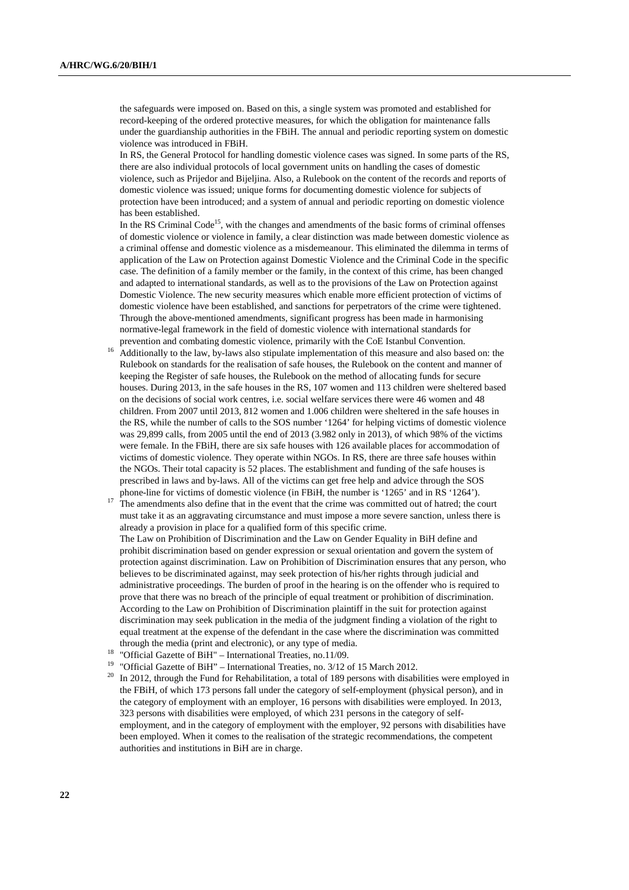the safeguards were imposed on. Based on this, a single system was promoted and established for record-keeping of the ordered protective measures, for which the obligation for maintenance falls under the guardianship authorities in the FBiH. The annual and periodic reporting system on domestic violence was introduced in FBiH.

In RS, the General Protocol for handling domestic violence cases was signed. In some parts of the RS, there are also individual protocols of local government units on handling the cases of domestic violence, such as Prijedor and Bijeljina. Also, a Rulebook on the content of the records and reports of domestic violence was issued; unique forms for documenting domestic violence for subjects of protection have been introduced; and a system of annual and periodic reporting on domestic violence has been established.

In the RS Criminal Code[15], with the changes and amendments of the basic forms of criminal offenses of domestic violence or violence in family, a clear distinction was made between domestic violence as a criminal offense and domestic violence as a misdemeanour. This eliminated the dilemma in terms of application of the Law on Protection against Domestic Violence and the Criminal Code in the specific case. The definition of a family member or the family, in the context of this crime, has been changed and adapted to international standards, as well as to the provisions of the Law on Protection against Domestic Violence. The new security measures which enable more efficient protection of victims of domestic violence have been established, and sanctions for perpetrators of the crime were tightened. Through the above-mentioned amendments, significant progress has been made in harmonising normative-legal framework in the field of domestic violence with international standards for prevention and combating domestic violence, primarily with the CoE Istanbul Convention.

[16] Additionally to the law, by-laws also stipulate implementation of this measure and also based on: the Rulebook on standards for the realisation of safe houses, the Rulebook on the content and manner of keeping the Register of safe houses, the Rulebook on the method of allocating funds for secure houses. During 2013, in the safe houses in the RS, 107 women and 113 children were sheltered based on the decisions of social work centres, i.e. social welfare services there were 46 women and 48 children. From 2007 until 2013, 812 women and 1.006 children were sheltered in the safe houses in the RS, while the number of calls to the SOS number '1264' for helping victims of domestic violence was 29,899 calls, from 2005 until the end of 2013 (3.982 only in 2013), of which 98% of the victims were female. In the FBiH, there are six safe houses with 126 available places for accommodation of victims of domestic violence. They operate within NGOs. In RS, there are three safe houses within the NGOs. Their total capacity is 52 places. The establishment and funding of the safe houses is prescribed in laws and by-laws. All of the victims can get free help and advice through the SOS phone-line for victims of domestic violence (in FBiH, the number is '1265' and in RS '1264').

[17] The amendments also define that in the event that the crime was committed out of hatred; the court must take it as an aggravating circumstance and must impose a more severe sanction, unless there is already a provision in place for a qualified form of this specific crime.

The Law on Prohibition of Discrimination and the Law on Gender Equality in BiH define and prohibit discrimination based on gender expression or sexual orientation and govern the system of protection against discrimination. Law on Prohibition of Discrimination ensures that any person, who believes to be discriminated against, may seek protection of his/her rights through judicial and administrative proceedings. The burden of proof in the hearing is on the offender who is required to prove that there was no breach of the principle of equal treatment or prohibition of discrimination. According to the Law on Prohibition of Discrimination plaintiff in the suit for protection against discrimination may seek publication in the media of the judgment finding a violation of the right to equal treatment at the expense of the defendant in the case where the discrimination was committed through the media (print and electronic), or any type of media.

[18] "Official Gazette of BiH" – International Treaties, no.11/09.

[19] "Official Gazette of BiH" – International Treaties, no. 3/12 of 15 March 2012.

[20] In 2012, through the Fund for Rehabilitation, a total of 189 persons with disabilities were employed in the FBiH, of which 173 persons fall under the category of self-employment (physical person), and in the category of employment with an employer, 16 persons with disabilities were employed. In 2013, 323 persons with disabilities were employed, of which 231 persons in the category of self-employment, and in the category of employment with the employer, 92 persons with disabilities have been employed. When it comes to the realisation of the strategic recommendations, the competent authorities and institutions in BiH are in charge.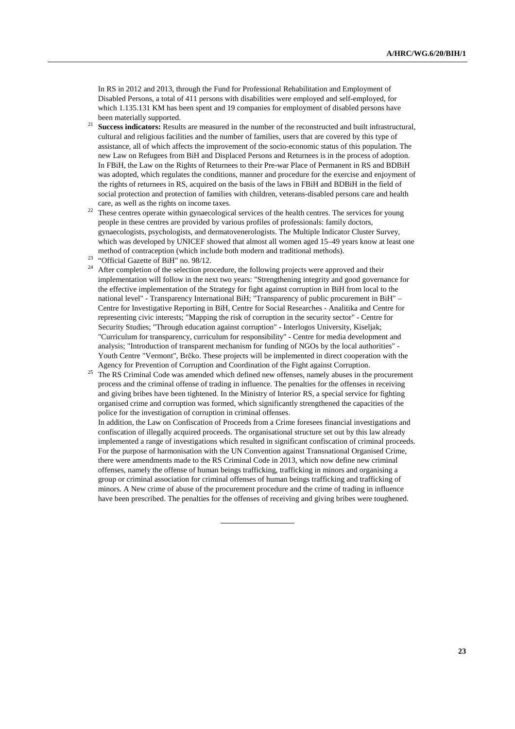In RS in 2012 and 2013, through the Fund for Professional Rehabilitation and Employment of Disabled Persons, a total of 411 persons with disabilities were employed and self-employed, for which 1.135.131 KM has been spent and 19 companies for employment of disabled persons have been materially supported.

[21] **Success indicators:** Results are measured in the number of the reconstructed and built infrastructural, cultural and religious facilities and the number of families, users that are covered by this type of assistance, all of which affects the improvement of the socio-economic status of this population. The new Law on Refugees from BiH and Displaced Persons and Returnees is in the process of adoption. In FBiH, the Law on the Rights of Returnees to their Pre-war Place of Permanent in RS and BDBiH was adopted, which regulates the conditions, manner and procedure for the exercise and enjoyment of the rights of returnees in RS, acquired on the basis of the laws in FBiH and BDBiH in the field of social protection and protection of families with children, veterans-disabled persons care and health care, as well as the rights on income taxes.

[22] These centres operate within gynaecological services of the health centres. The services for young people in these centres are provided by various profiles of professionals: family doctors, gynaecologists, psychologists, and dermatovenerologists. The Multiple Indicator Cluster Survey, which was developed by UNICEF showed that almost all women aged 15–49 years know at least one method of contraception (which include both modern and traditional methods).

[23] "Official Gazette of BiH" no. 98/12.

[24] After completion of the selection procedure, the following projects were approved and their implementation will follow in the next two years: "Strengthening integrity and good governance for the effective implementation of the Strategy for fight against corruption in BiH from local to the national level" - Transparency International BiH; "Transparency of public procurement in BiH" – Centre for Investigative Reporting in BiH, Centre for Social Researches - Analitika and Centre for representing civic interests; "Mapping the risk of corruption in the security sector" - Centre for Security Studies; "Through education against corruption" - Interlogos University, Kiseljak; "Curriculum for transparency, curriculum for responsibility" - Centre for media development and analysis; "Introduction of transparent mechanism for funding of NGOs by the local authorities" - Youth Centre "Vermont", Brčko. These projects will be implemented in direct cooperation with the Agency for Prevention of Corruption and Coordination of the Fight against Corruption.

[25] The RS Criminal Code was amended which defined new offenses, namely abuses in the procurement process and the criminal offense of trading in influence. The penalties for the offenses in receiving and giving bribes have been tightened. In the Ministry of Interior RS, a special service for fighting organised crime and corruption was formed, which significantly strengthened the capacities of the police for the investigation of corruption in criminal offenses.

In addition, the Law on Confiscation of Proceeds from a Crime foresees financial investigations and confiscation of illegally acquired proceeds. The organisational structure set out by this law already implemented a range of investigations which resulted in significant confiscation of criminal proceeds. For the purpose of harmonisation with the UN Convention against Transnational Organised Crime, there were amendments made to the RS Criminal Code in 2013, which now define new criminal offenses, namely the offense of human beings trafficking, trafficking in minors and organising a group or criminal association for criminal offenses of human beings trafficking and trafficking of minors. A New crime of abuse of the procurement procedure and the crime of trading in influence have been prescribed. The penalties for the offenses of receiving and giving bribes were toughened.